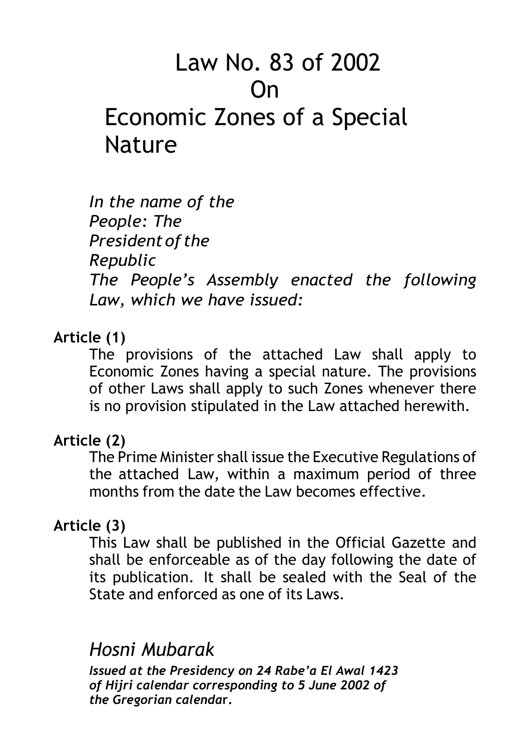# Law No. 83 of 2002
# On
# Economic Zones of a Special Nature

*In the name of the People: The President of the Republic*
*The People's Assembly enacted the following Law, which we have issued:*

**Article (1)**

The provisions of the attached Law shall apply to Economic Zones having a special nature. The provisions of other Laws shall apply to such Zones whenever there is no provision stipulated in the Law attached herewith.

**Article (2)**

The Prime Minister shall issue the Executive Regulations of the attached Law, within a maximum period of three months from the date the Law becomes effective.

**Article (3)**

This Law shall be published in the Official Gazette and shall be enforceable as of the day following the date of its publication. It shall be sealed with the Seal of the State and enforced as one of its Laws.

*Hosni Mubarak*

***Issued at the Presidency on 24 Rabe'a El Awal 1423 of Hijri calendar corresponding to 5 June 2002 of the Gregorian calendar.***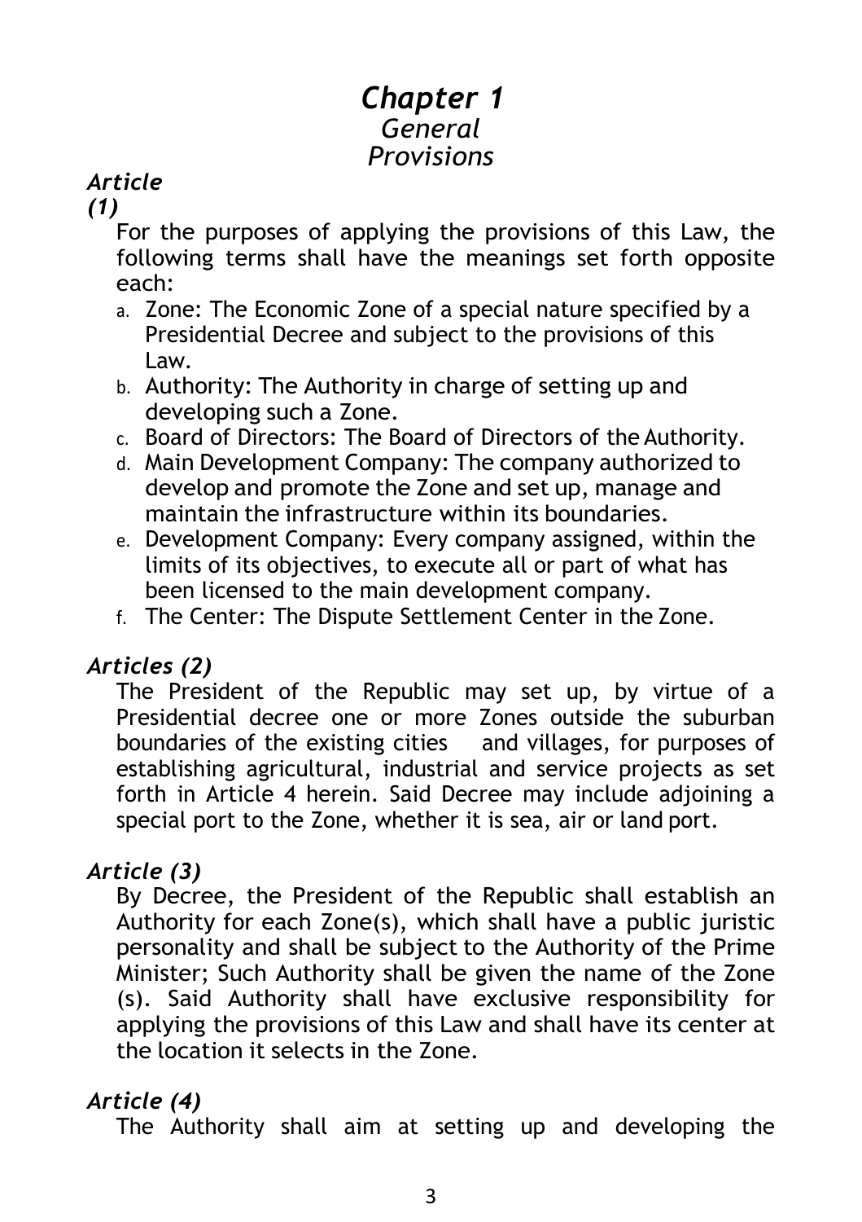# *Chapter 1*
## *General Provisions*

### *Article (1)*

For the purposes of applying the provisions of this Law, the following terms shall have the meanings set forth opposite each:

a. Zone: The Economic Zone of a special nature specified by a Presidential Decree and subject to the provisions of this Law.
b. Authority: The Authority in charge of setting up and developing such a Zone.
c. Board of Directors: The Board of Directors of the Authority.
d. Main Development Company: The company authorized to develop and promote the Zone and set up, manage and maintain the infrastructure within its boundaries.
e. Development Company: Every company assigned, within the limits of its objectives, to execute all or part of what has been licensed to the main development company.
f. The Center: The Dispute Settlement Center in the Zone.

### *Articles (2)*

The President of the Republic may set up, by virtue of a Presidential decree one or more Zones outside the suburban boundaries of the existing cities and villages, for purposes of establishing agricultural, industrial and service projects as set forth in Article 4 herein. Said Decree may include adjoining a special port to the Zone, whether it is sea, air or land port.

### *Article (3)*

By Decree, the President of the Republic shall establish an Authority for each Zone(s), which shall have a public juristic personality and shall be subject to the Authority of the Prime Minister; Such Authority shall be given the name of the Zone (s). Said Authority shall have exclusive responsibility for applying the provisions of this Law and shall have its center at the location it selects in the Zone.

### *Article (4)*

The Authority shall aim at setting up and developing the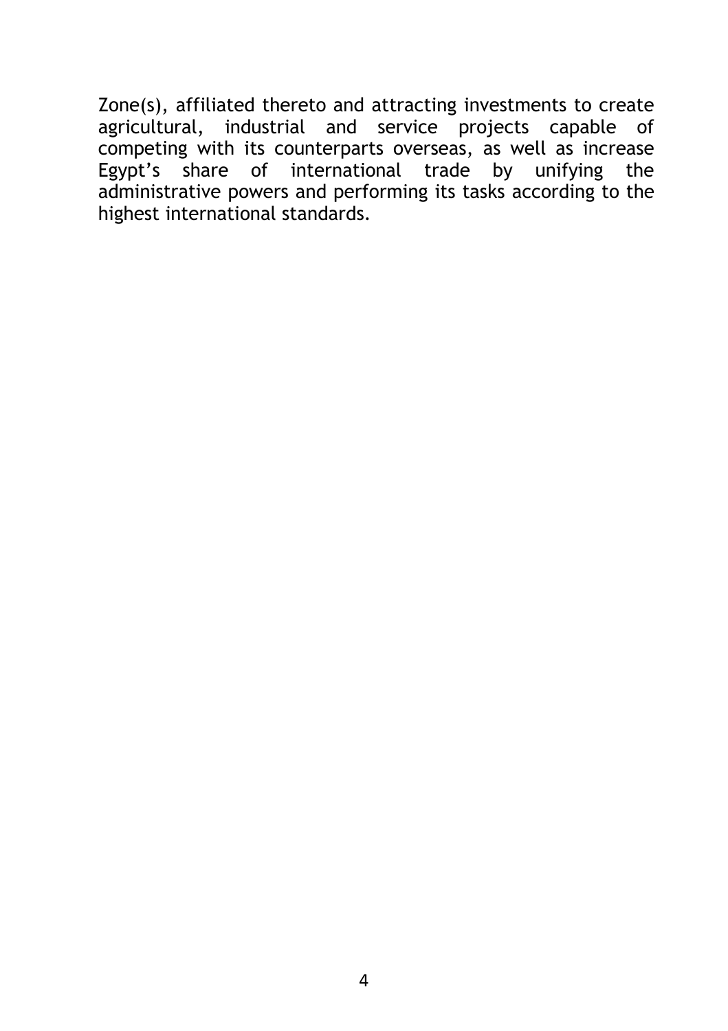Zone(s), affiliated thereto and attracting investments to create agricultural, industrial and service projects capable of competing with its counterparts overseas, as well as increase Egypt's share of international trade by unifying the administrative powers and performing its tasks according to the highest international standards.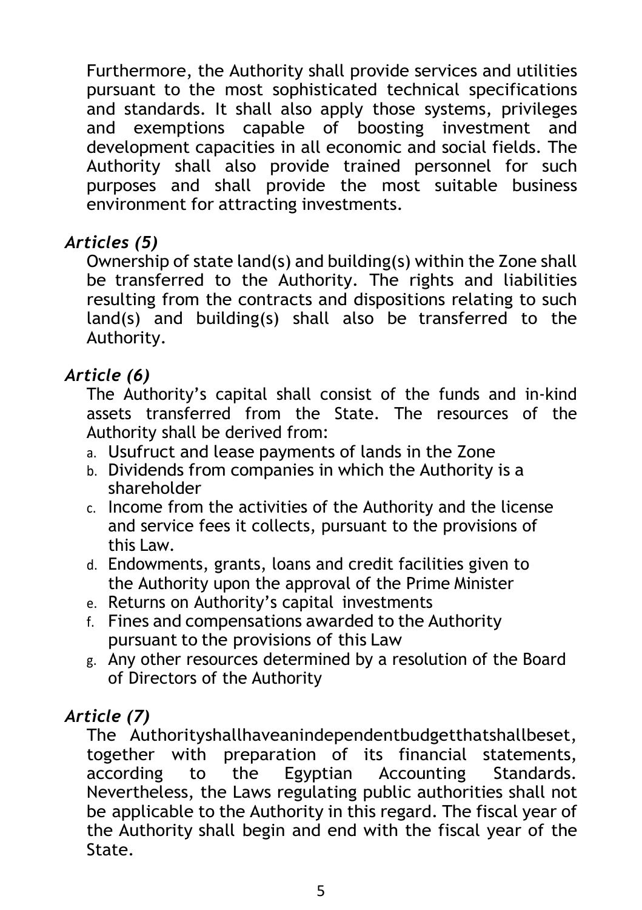Furthermore, the Authority shall provide services and utilities pursuant to the most sophisticated technical specifications and standards. It shall also apply those systems, privileges and exemptions capable of boosting investment and development capacities in all economic and social fields. The Authority shall also provide trained personnel for such purposes and shall provide the most suitable business environment for attracting investments.

### *Articles (5)*

Ownership of state land(s) and building(s) within the Zone shall be transferred to the Authority. The rights and liabilities resulting from the contracts and dispositions relating to such land(s) and building(s) shall also be transferred to the Authority.

### *Article (6)*

The Authority's capital shall consist of the funds and in-kind assets transferred from the State. The resources of the Authority shall be derived from:

a. Usufruct and lease payments of lands in the Zone
b. Dividends from companies in which the Authority is a shareholder
c. Income from the activities of the Authority and the license and service fees it collects, pursuant to the provisions of this Law.
d. Endowments, grants, loans and credit facilities given to the Authority upon the approval of the Prime Minister
e. Returns on Authority's capital investments
f. Fines and compensations awarded to the Authority pursuant to the provisions of this Law
g. Any other resources determined by a resolution of the Board of Directors of the Authority

### *Article (7)*

The Authorityshallhaveanindependentbudgetthatshallbeset, together with preparation of its financial statements, according to the Egyptian Accounting Standards. Nevertheless, the Laws regulating public authorities shall not be applicable to the Authority in this regard. The fiscal year of the Authority shall begin and end with the fiscal year of the State.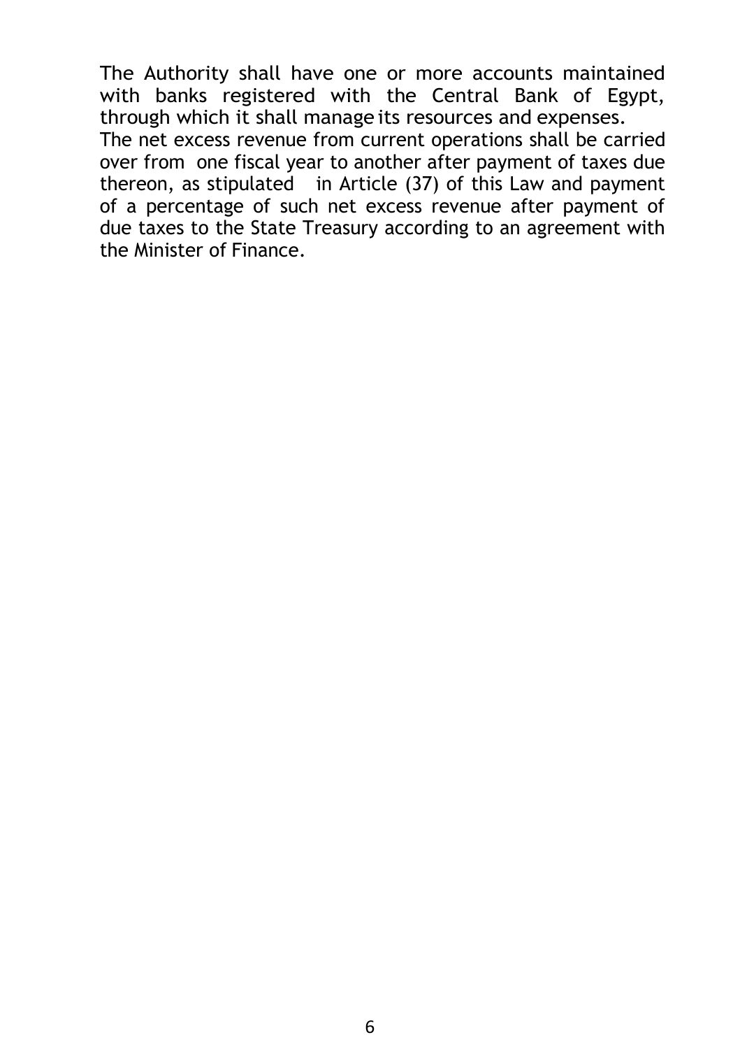The Authority shall have one or more accounts maintained with banks registered with the Central Bank of Egypt, through which it shall manage its resources and expenses.

The net excess revenue from current operations shall be carried over from one fiscal year to another after payment of taxes due thereon, as stipulated in Article (37) of this Law and payment of a percentage of such net excess revenue after payment of due taxes to the State Treasury according to an agreement with the Minister of Finance.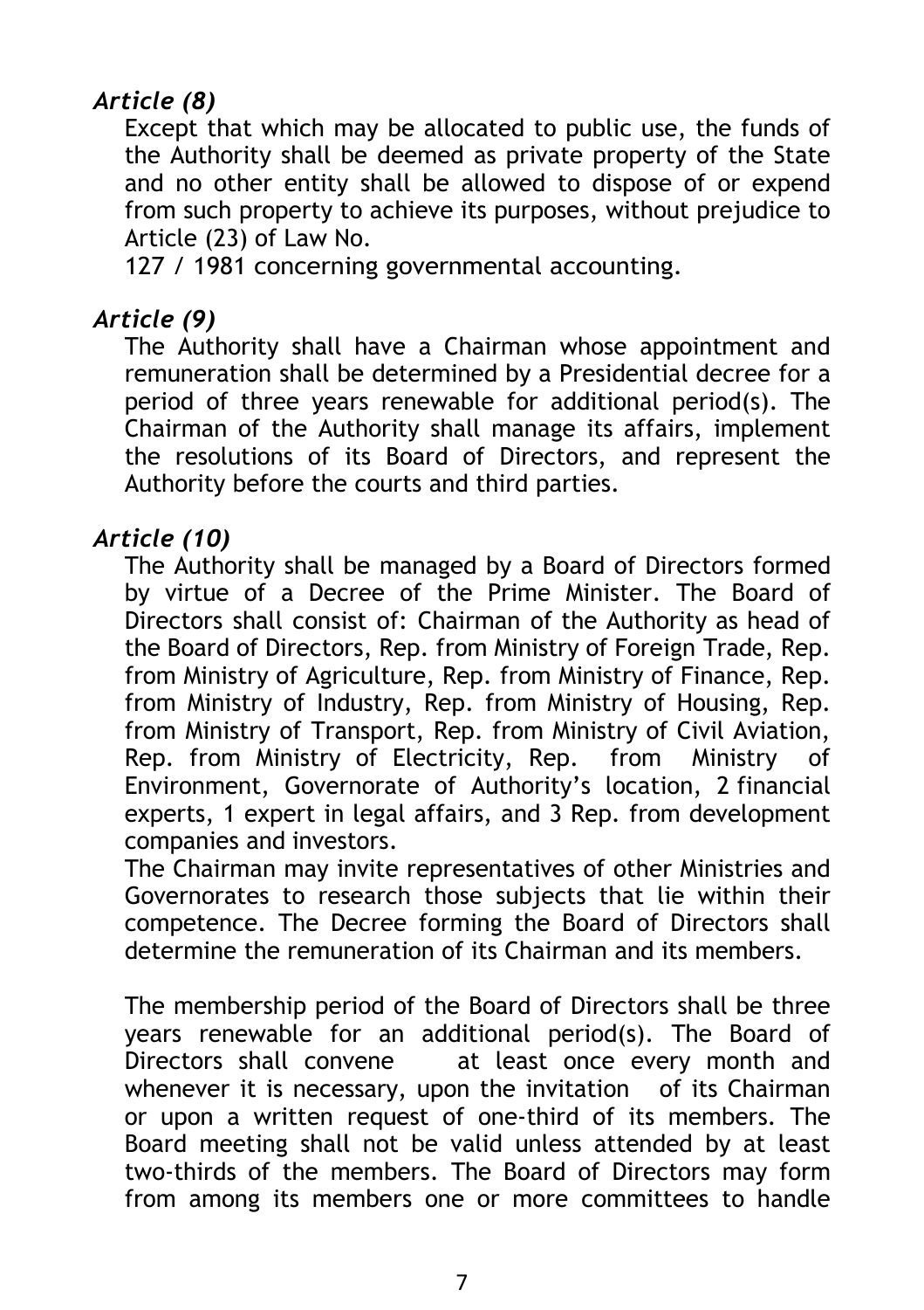### *Article (8)*

Except that which may be allocated to public use, the funds of the Authority shall be deemed as private property of the State and no other entity shall be allowed to dispose of or expend from such property to achieve its purposes, without prejudice to Article (23) of Law No.
127 / 1981 concerning governmental accounting.

### *Article (9)*

The Authority shall have a Chairman whose appointment and remuneration shall be determined by a Presidential decree for a period of three years renewable for additional period(s). The Chairman of the Authority shall manage its affairs, implement the resolutions of its Board of Directors, and represent the Authority before the courts and third parties.

### *Article (10)*

The Authority shall be managed by a Board of Directors formed by virtue of a Decree of the Prime Minister. The Board of Directors shall consist of: Chairman of the Authority as head of the Board of Directors, Rep. from Ministry of Foreign Trade, Rep. from Ministry of Agriculture, Rep. from Ministry of Finance, Rep. from Ministry of Industry, Rep. from Ministry of Housing, Rep. from Ministry of Transport, Rep. from Ministry of Civil Aviation, Rep. from Ministry of Electricity, Rep. from Ministry of Environment, Governorate of Authority's location, 2 financial experts, 1 expert in legal affairs, and 3 Rep. from development companies and investors.
The Chairman may invite representatives of other Ministries and Governorates to research those subjects that lie within their competence. The Decree forming the Board of Directors shall determine the remuneration of its Chairman and its members.

The membership period of the Board of Directors shall be three years renewable for an additional period(s). The Board of Directors shall convene at least once every month and whenever it is necessary, upon the invitation of its Chairman or upon a written request of one-third of its members. The Board meeting shall not be valid unless attended by at least two-thirds of the members. The Board of Directors may form from among its members one or more committees to handle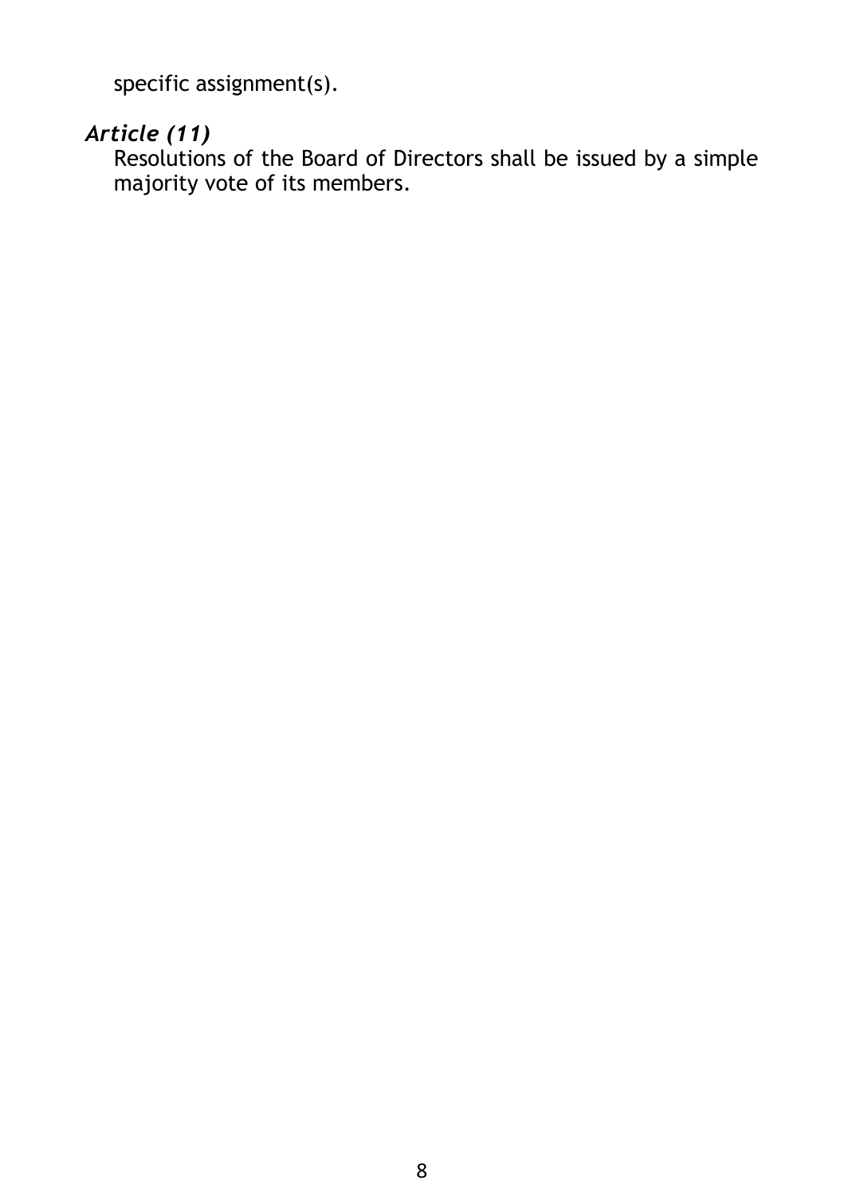specific assignment(s).

### *Article (11)*

Resolutions of the Board of Directors shall be issued by a simple majority vote of its members.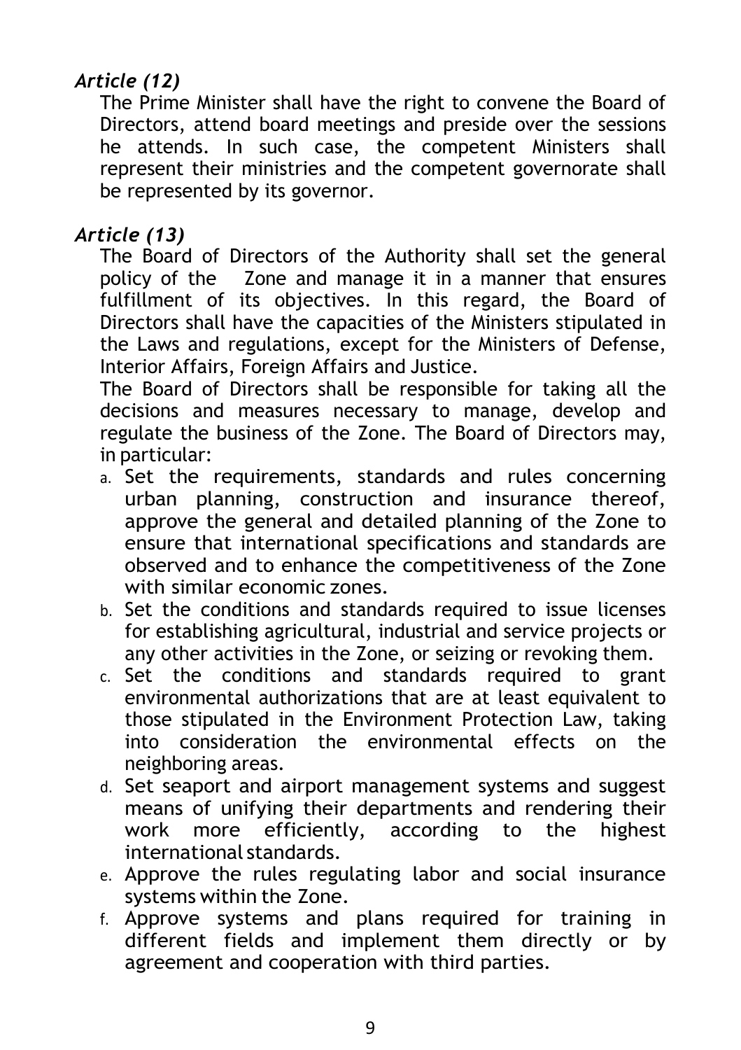### *Article (12)*

The Prime Minister shall have the right to convene the Board of Directors, attend board meetings and preside over the sessions he attends. In such case, the competent Ministers shall represent their ministries and the competent governorate shall be represented by its governor.

### *Article (13)*

The Board of Directors of the Authority shall set the general policy of the Zone and manage it in a manner that ensures fulfillment of its objectives. In this regard, the Board of Directors shall have the capacities of the Ministers stipulated in the Laws and regulations, except for the Ministers of Defense, Interior Affairs, Foreign Affairs and Justice.

The Board of Directors shall be responsible for taking all the decisions and measures necessary to manage, develop and regulate the business of the Zone. The Board of Directors may, in particular:

a. Set the requirements, standards and rules concerning urban planning, construction and insurance thereof, approve the general and detailed planning of the Zone to ensure that international specifications and standards are observed and to enhance the competitiveness of the Zone with similar economic zones.
b. Set the conditions and standards required to issue licenses for establishing agricultural, industrial and service projects or any other activities in the Zone, or seizing or revoking them.
c. Set the conditions and standards required to grant environmental authorizations that are at least equivalent to those stipulated in the Environment Protection Law, taking into consideration the environmental effects on the neighboring areas.
d. Set seaport and airport management systems and suggest means of unifying their departments and rendering their work more efficiently, according to the highest international standards.
e. Approve the rules regulating labor and social insurance systems within the Zone.
f. Approve systems and plans required for training in different fields and implement them directly or by agreement and cooperation with third parties.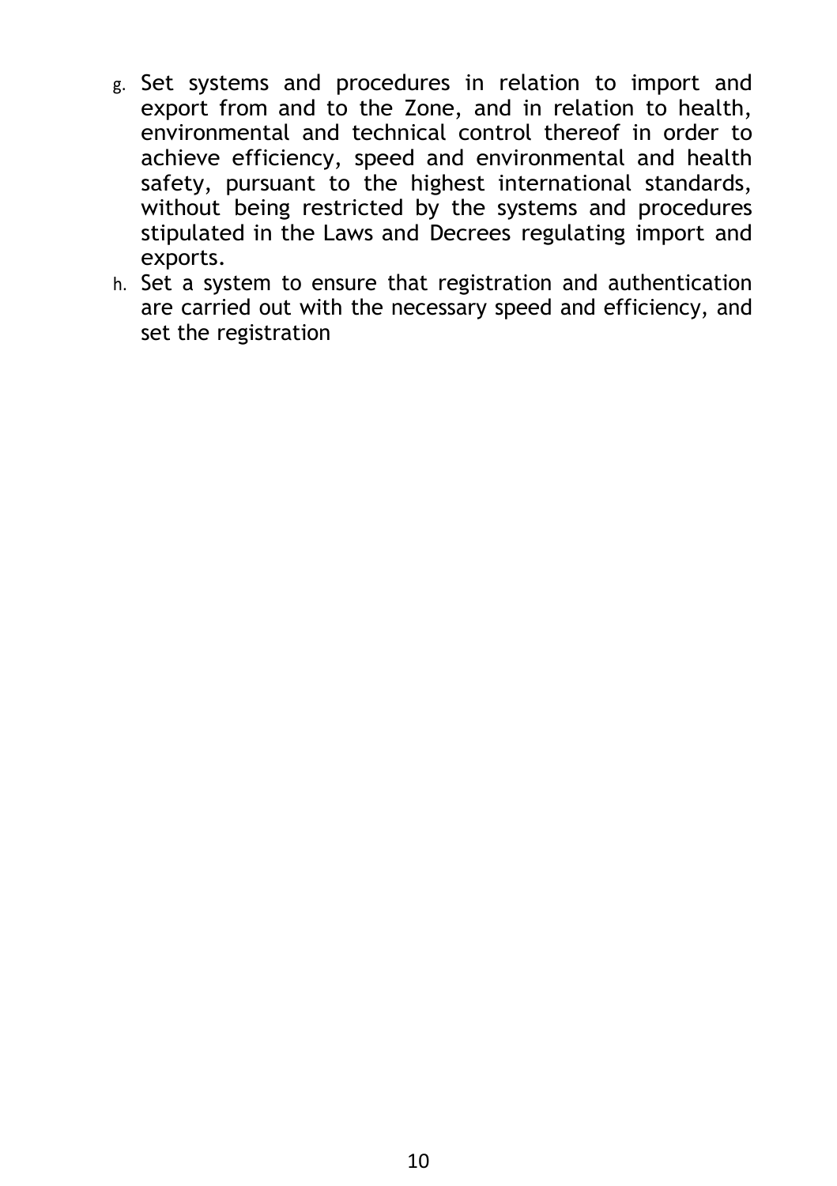g. Set systems and procedures in relation to import and export from and to the Zone, and in relation to health, environmental and technical control thereof in order to achieve efficiency, speed and environmental and health safety, pursuant to the highest international standards, without being restricted by the systems and procedures stipulated in the Laws and Decrees regulating import and exports.
h. Set a system to ensure that registration and authentication are carried out with the necessary speed and efficiency, and set the registration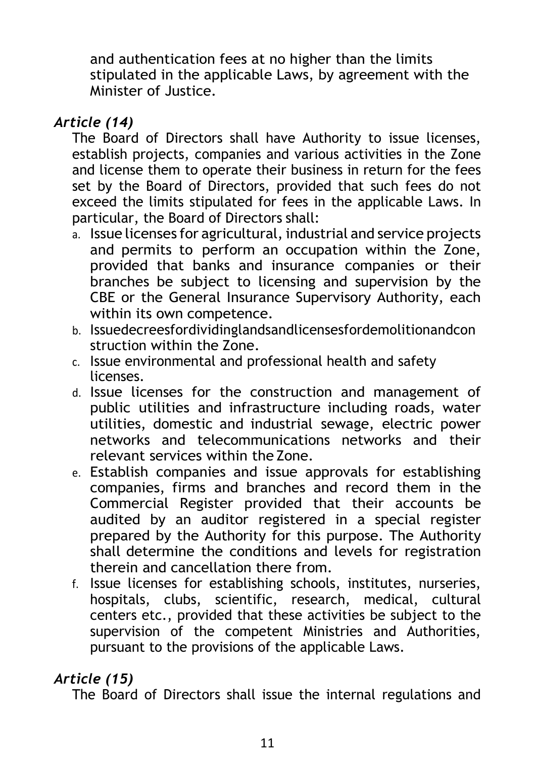and authentication fees at no higher than the limits stipulated in the applicable Laws, by agreement with the Minister of Justice.

### *Article (14)*

The Board of Directors shall have Authority to issue licenses, establish projects, companies and various activities in the Zone and license them to operate their business in return for the fees set by the Board of Directors, provided that such fees do not exceed the limits stipulated for fees in the applicable Laws. In particular, the Board of Directors shall:

a. Issue licenses for agricultural, industrial and service projects and permits to perform an occupation within the Zone, provided that banks and insurance companies or their branches be subject to licensing and supervision by the CBE or the General Insurance Supervisory Authority, each within its own competence.
b. Issuedecreesfordividinglandsandlicensesfordemolitionandcon struction within the Zone.
c. Issue environmental and professional health and safety licenses.
d. Issue licenses for the construction and management of public utilities and infrastructure including roads, water utilities, domestic and industrial sewage, electric power networks and telecommunications networks and their relevant services within the Zone.
e. Establish companies and issue approvals for establishing companies, firms and branches and record them in the Commercial Register provided that their accounts be audited by an auditor registered in a special register prepared by the Authority for this purpose. The Authority shall determine the conditions and levels for registration therein and cancellation there from.
f. Issue licenses for establishing schools, institutes, nurseries, hospitals, clubs, scientific, research, medical, cultural centers etc., provided that these activities be subject to the supervision of the competent Ministries and Authorities, pursuant to the provisions of the applicable Laws.

### *Article (15)*

The Board of Directors shall issue the internal regulations and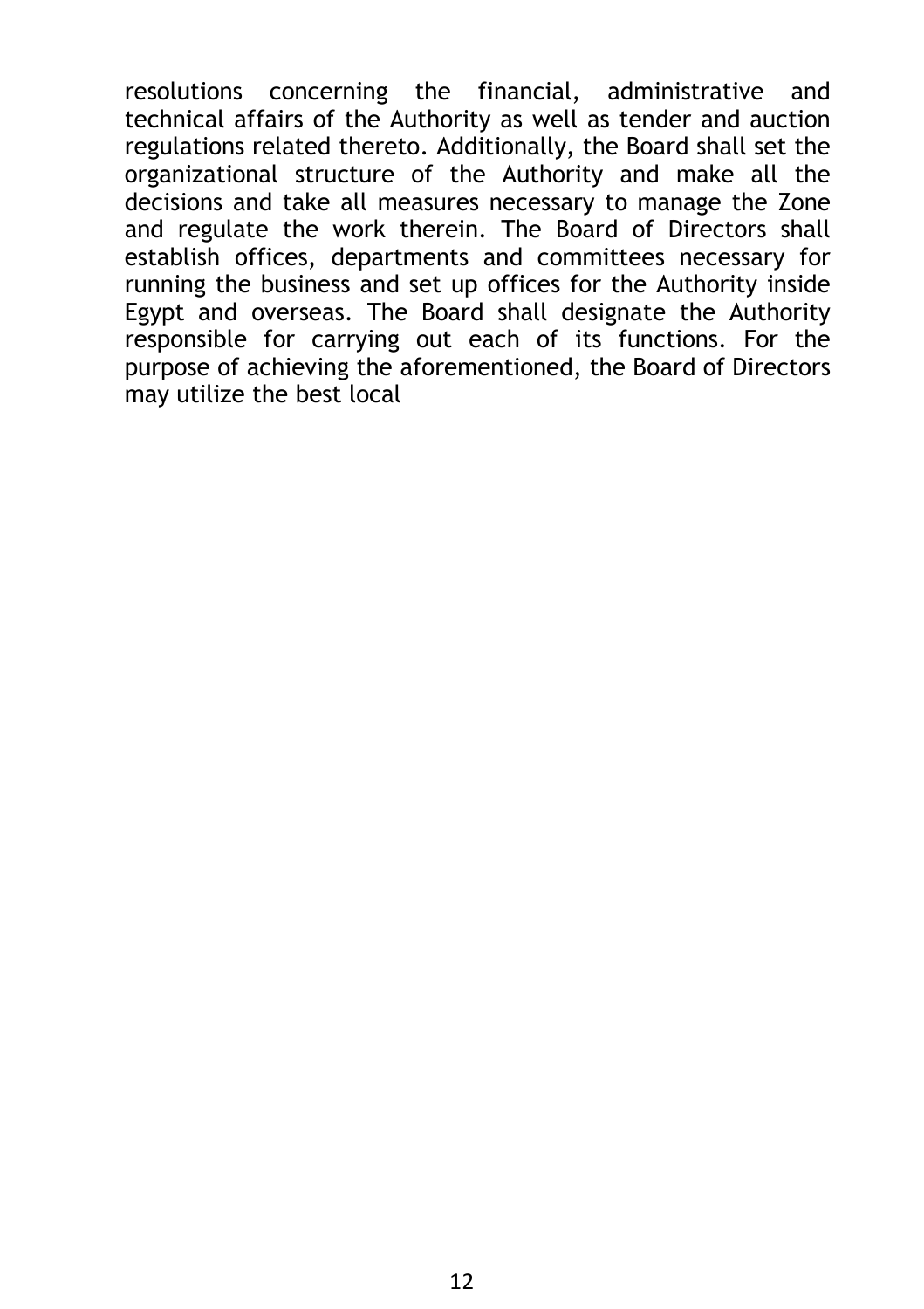resolutions concerning the financial, administrative and technical affairs of the Authority as well as tender and auction regulations related thereto. Additionally, the Board shall set the organizational structure of the Authority and make all the decisions and take all measures necessary to manage the Zone and regulate the work therein. The Board of Directors shall establish offices, departments and committees necessary for running the business and set up offices for the Authority inside Egypt and overseas. The Board shall designate the Authority responsible for carrying out each of its functions. For the purpose of achieving the aforementioned, the Board of Directors may utilize the best local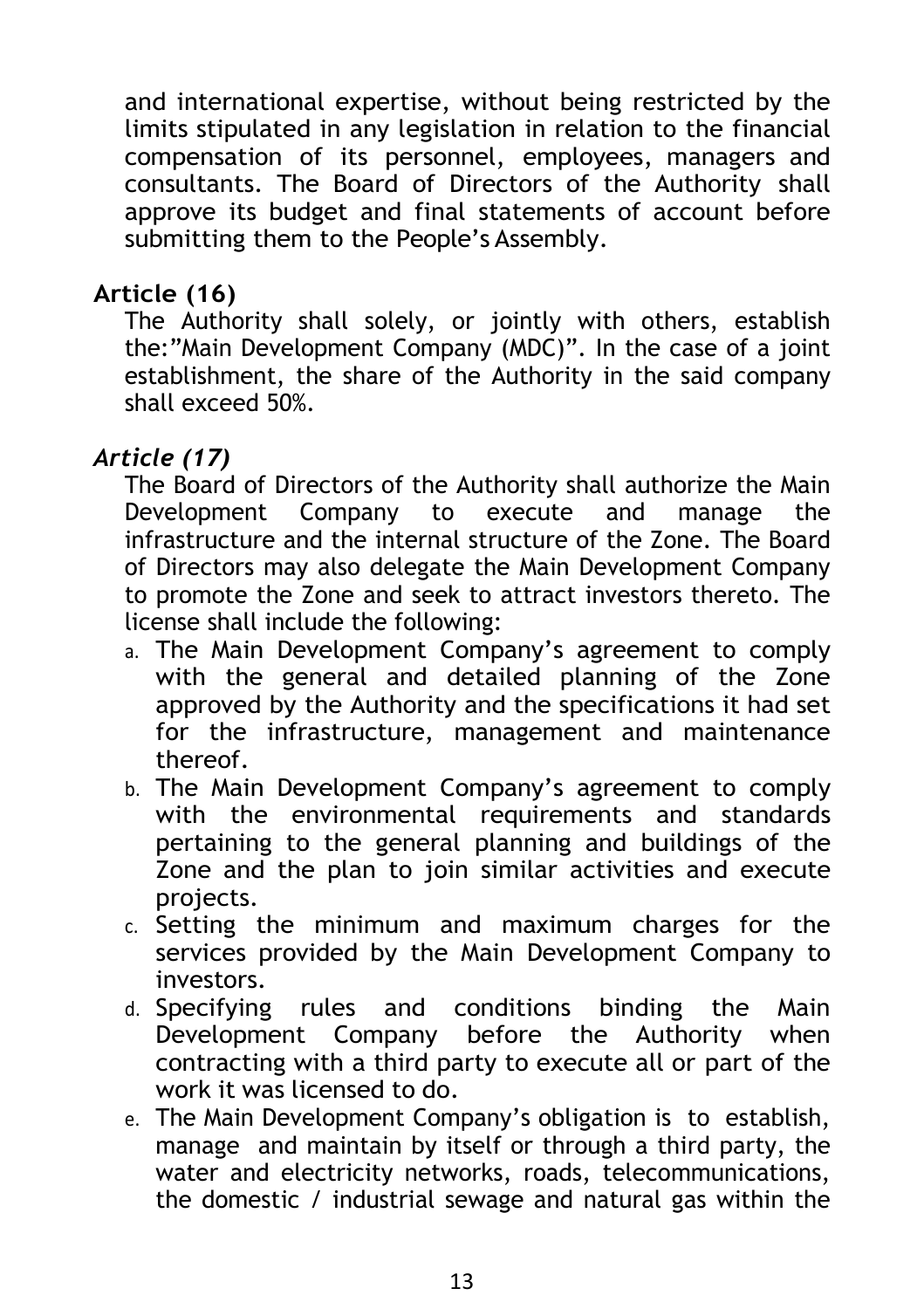and international expertise, without being restricted by the limits stipulated in any legislation in relation to the financial compensation of its personnel, employees, managers and consultants. The Board of Directors of the Authority shall approve its budget and final statements of account before submitting them to the People's Assembly.

**Article (16)**

The Authority shall solely, or jointly with others, establish the:"Main Development Company (MDC)". In the case of a joint establishment, the share of the Authority in the said company shall exceed 50%.

***Article (17)***

The Board of Directors of the Authority shall authorize the Main Development Company to execute and manage the infrastructure and the internal structure of the Zone. The Board of Directors may also delegate the Main Development Company to promote the Zone and seek to attract investors thereto. The license shall include the following:

a. The Main Development Company's agreement to comply with the general and detailed planning of the Zone approved by the Authority and the specifications it had set for the infrastructure, management and maintenance thereof.
b. The Main Development Company's agreement to comply with the environmental requirements and standards pertaining to the general planning and buildings of the Zone and the plan to join similar activities and execute projects.
c. Setting the minimum and maximum charges for the services provided by the Main Development Company to investors.
d. Specifying rules and conditions binding the Main Development Company before the Authority when contracting with a third party to execute all or part of the work it was licensed to do.
e. The Main Development Company's obligation is to establish, manage and maintain by itself or through a third party, the water and electricity networks, roads, telecommunications, the domestic / industrial sewage and natural gas within the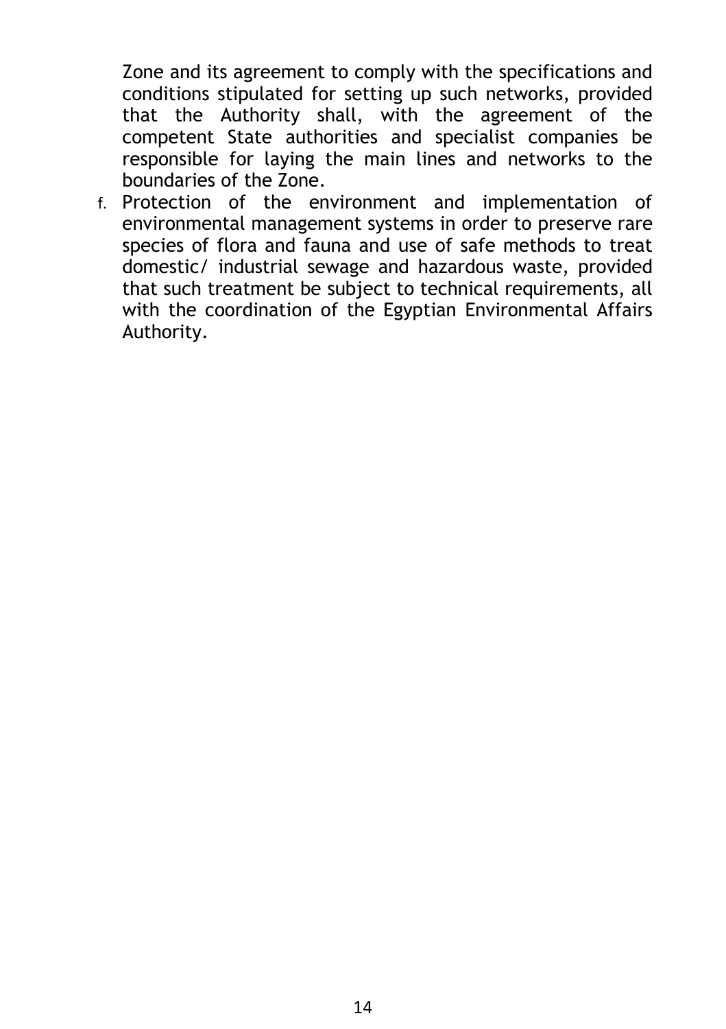Zone and its agreement to comply with the specifications and conditions stipulated for setting up such networks, provided that the Authority shall, with the agreement of the competent State authorities and specialist companies be responsible for laying the main lines and networks to the boundaries of the Zone.

f. Protection of the environment and implementation of environmental management systems in order to preserve rare species of flora and fauna and use of safe methods to treat domestic/ industrial sewage and hazardous waste, provided that such treatment be subject to technical requirements, all with the coordination of the Egyptian Environmental Affairs Authority.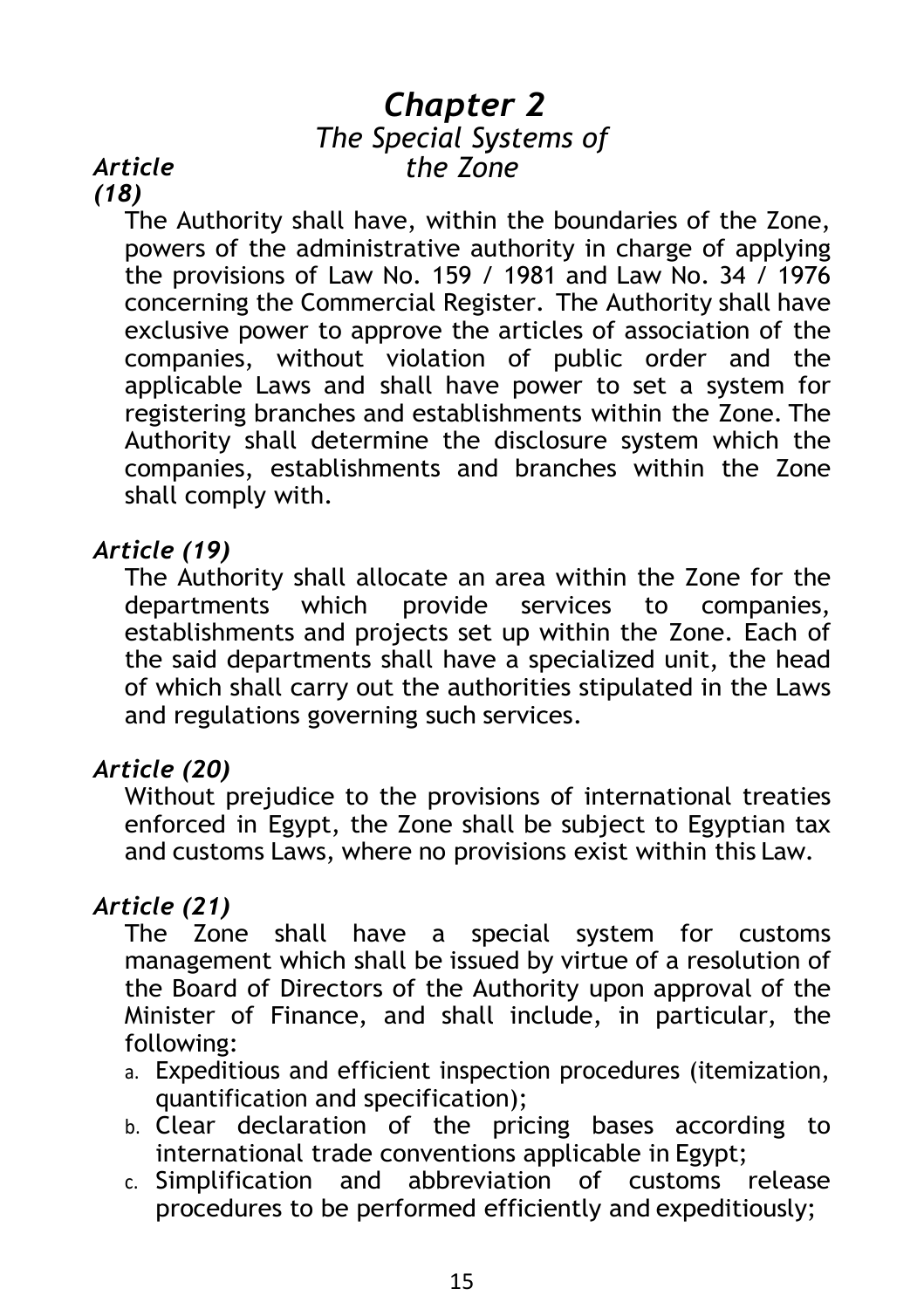# *Chapter 2*
## *The Special Systems of the Zone*

### *Article (18)*

The Authority shall have, within the boundaries of the Zone, powers of the administrative authority in charge of applying the provisions of Law No. 159 / 1981 and Law No. 34 / 1976 concerning the Commercial Register. The Authority shall have exclusive power to approve the articles of association of the companies, without violation of public order and the applicable Laws and shall have power to set a system for registering branches and establishments within the Zone. The Authority shall determine the disclosure system which the companies, establishments and branches within the Zone shall comply with.

### *Article (19)*

The Authority shall allocate an area within the Zone for the departments which provide services to companies, establishments and projects set up within the Zone. Each of the said departments shall have a specialized unit, the head of which shall carry out the authorities stipulated in the Laws and regulations governing such services.

### *Article (20)*

Without prejudice to the provisions of international treaties enforced in Egypt, the Zone shall be subject to Egyptian tax and customs Laws, where no provisions exist within this Law.

### *Article (21)*

The Zone shall have a special system for customs management which shall be issued by virtue of a resolution of the Board of Directors of the Authority upon approval of the Minister of Finance, and shall include, in particular, the following:

a. Expeditious and efficient inspection procedures (itemization, quantification and specification);
b. Clear declaration of the pricing bases according to international trade conventions applicable in Egypt;
c. Simplification and abbreviation of customs release procedures to be performed efficiently and expeditiously;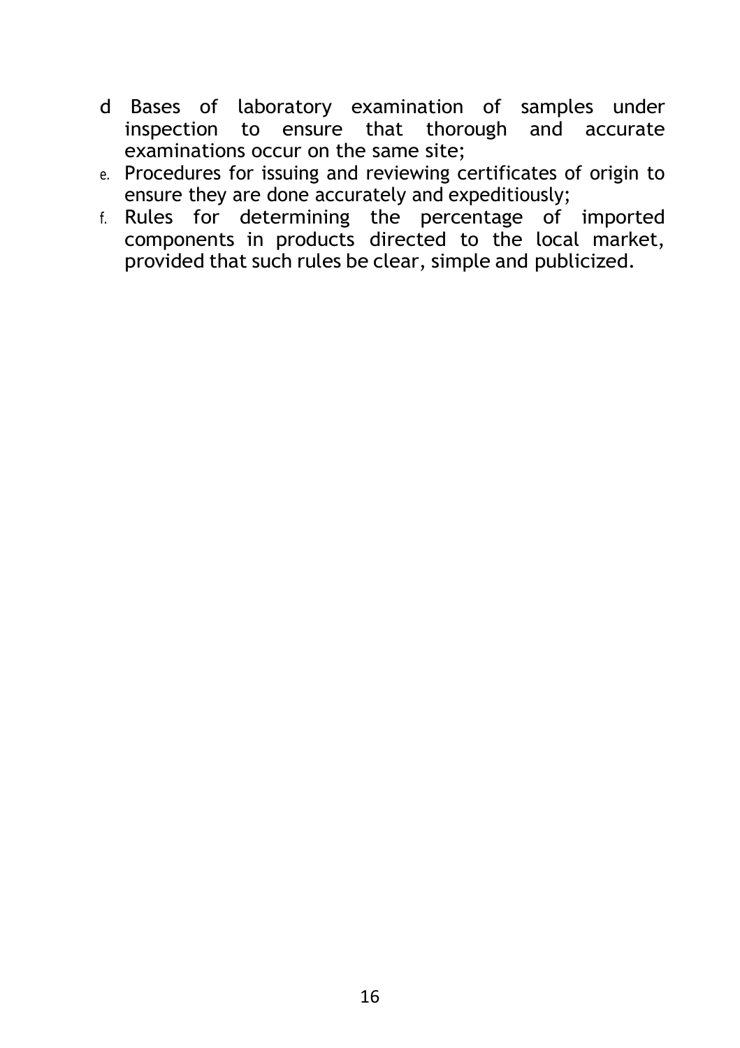d Bases of laboratory examination of samples under inspection to ensure that thorough and accurate examinations occur on the same site;

e. Procedures for issuing and reviewing certificates of origin to ensure they are done accurately and expeditiously;

f. Rules for determining the percentage of imported components in products directed to the local market, provided that such rules be clear, simple and publicized.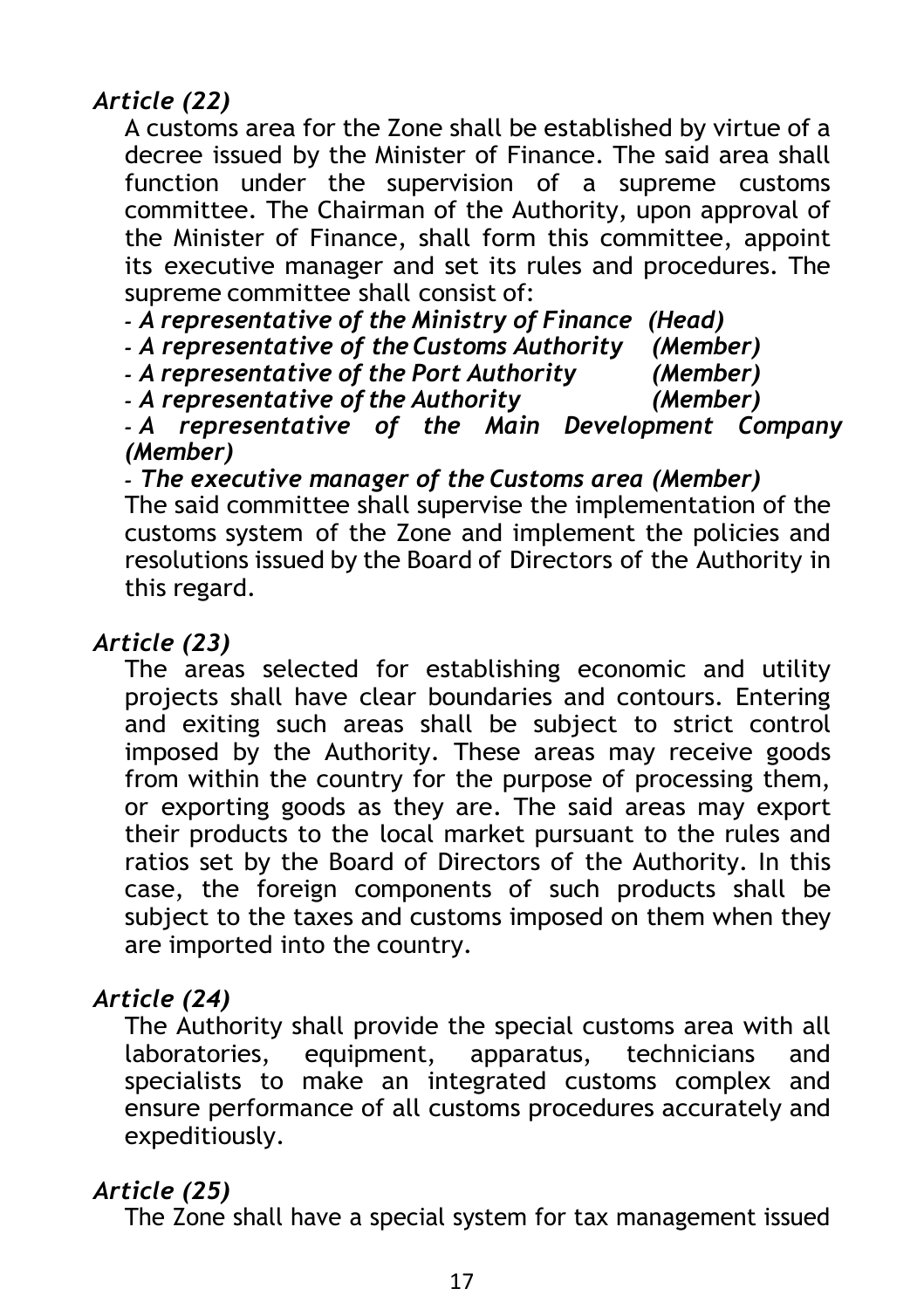### *Article (22)*

A customs area for the Zone shall be established by virtue of a decree issued by the Minister of Finance. The said area shall function under the supervision of a supreme customs committee. The Chairman of the Authority, upon approval of the Minister of Finance, shall form this committee, appoint its executive manager and set its rules and procedures. The supreme committee shall consist of:

- ***A representative of the Ministry of Finance (Head)***
- ***A representative of the Customs Authority (Member)***
- ***A representative of the Port Authority (Member)***
- ***A representative of the Authority (Member)***
- ***A representative of the Main Development Company (Member)***
- ***The executive manager of the Customs area (Member)***

The said committee shall supervise the implementation of the customs system of the Zone and implement the policies and resolutions issued by the Board of Directors of the Authority in this regard.

### *Article (23)*

The areas selected for establishing economic and utility projects shall have clear boundaries and contours. Entering and exiting such areas shall be subject to strict control imposed by the Authority. These areas may receive goods from within the country for the purpose of processing them, or exporting goods as they are. The said areas may export their products to the local market pursuant to the rules and ratios set by the Board of Directors of the Authority. In this case, the foreign components of such products shall be subject to the taxes and customs imposed on them when they are imported into the country.

### *Article (24)*

The Authority shall provide the special customs area with all laboratories, equipment, apparatus, technicians and specialists to make an integrated customs complex and ensure performance of all customs procedures accurately and expeditiously.

### *Article (25)*

The Zone shall have a special system for tax management issued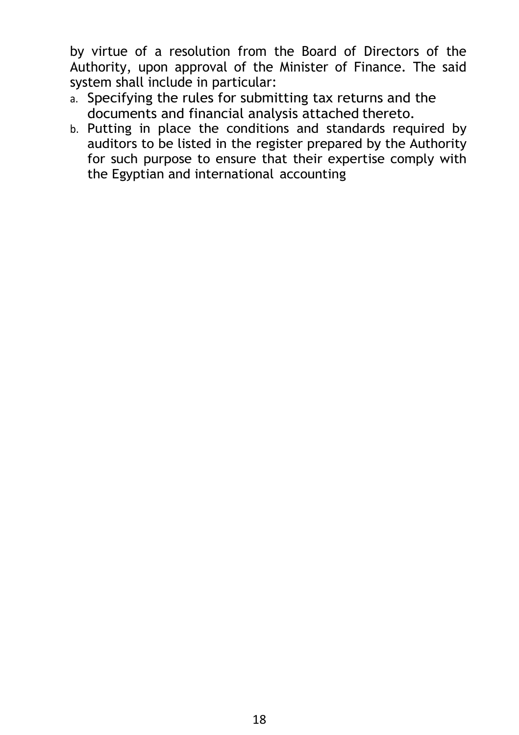by virtue of a resolution from the Board of Directors of the Authority, upon approval of the Minister of Finance. The said system shall include in particular:

a. Specifying the rules for submitting tax returns and the documents and financial analysis attached thereto.
b. Putting in place the conditions and standards required by auditors to be listed in the register prepared by the Authority for such purpose to ensure that their expertise comply with the Egyptian and international accounting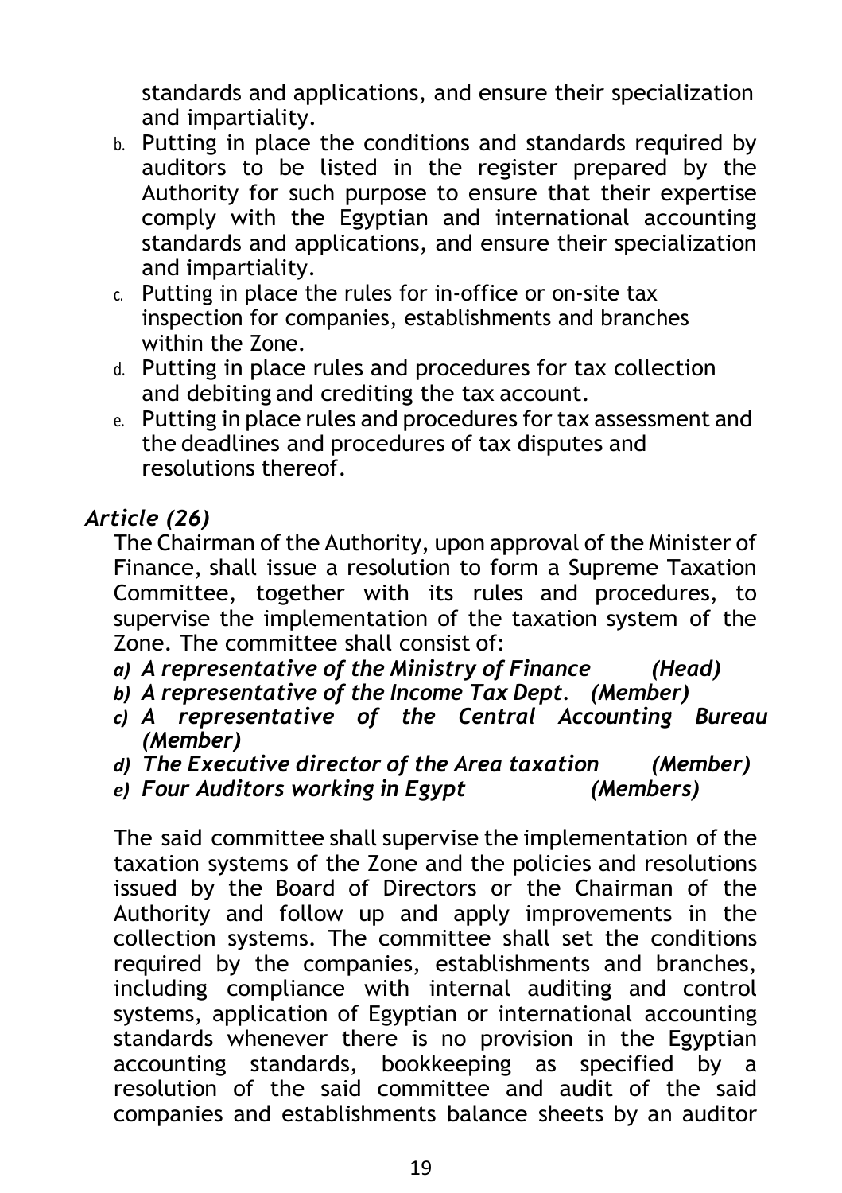standards and applications, and ensure their specialization and impartiality.

b. Putting in place the conditions and standards required by auditors to be listed in the register prepared by the Authority for such purpose to ensure that their expertise comply with the Egyptian and international accounting standards and applications, and ensure their specialization and impartiality.
c. Putting in place the rules for in-office or on-site tax inspection for companies, establishments and branches within the Zone.
d. Putting in place rules and procedures for tax collection and debiting and crediting the tax account.
e. Putting in place rules and procedures for tax assessment and the deadlines and procedures of tax disputes and resolutions thereof.

### *Article (26)*

The Chairman of the Authority, upon approval of the Minister of Finance, shall issue a resolution to form a Supreme Taxation Committee, together with its rules and procedures, to supervise the implementation of the taxation system of the Zone. The committee shall consist of:

- ***a) A representative of the Ministry of Finance (Head)***
- ***b) A representative of the Income Tax Dept. (Member)***
- ***c) A representative of the Central Accounting Bureau (Member)***
- ***d) The Executive director of the Area taxation (Member)***
- ***e) Four Auditors working in Egypt (Members)***

The said committee shall supervise the implementation of the taxation systems of the Zone and the policies and resolutions issued by the Board of Directors or the Chairman of the Authority and follow up and apply improvements in the collection systems. The committee shall set the conditions required by the companies, establishments and branches, including compliance with internal auditing and control systems, application of Egyptian or international accounting standards whenever there is no provision in the Egyptian accounting standards, bookkeeping as specified by a resolution of the said committee and audit of the said companies and establishments balance sheets by an auditor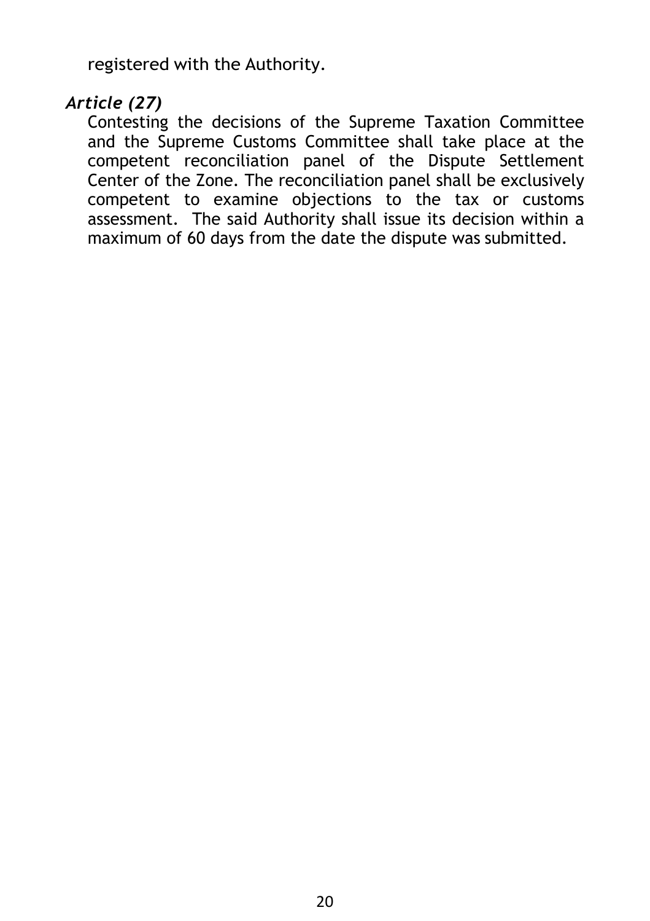registered with the Authority.

### *Article (27)*

Contesting the decisions of the Supreme Taxation Committee and the Supreme Customs Committee shall take place at the competent reconciliation panel of the Dispute Settlement Center of the Zone. The reconciliation panel shall be exclusively competent to examine objections to the tax or customs assessment. The said Authority shall issue its decision within a maximum of 60 days from the date the dispute was submitted.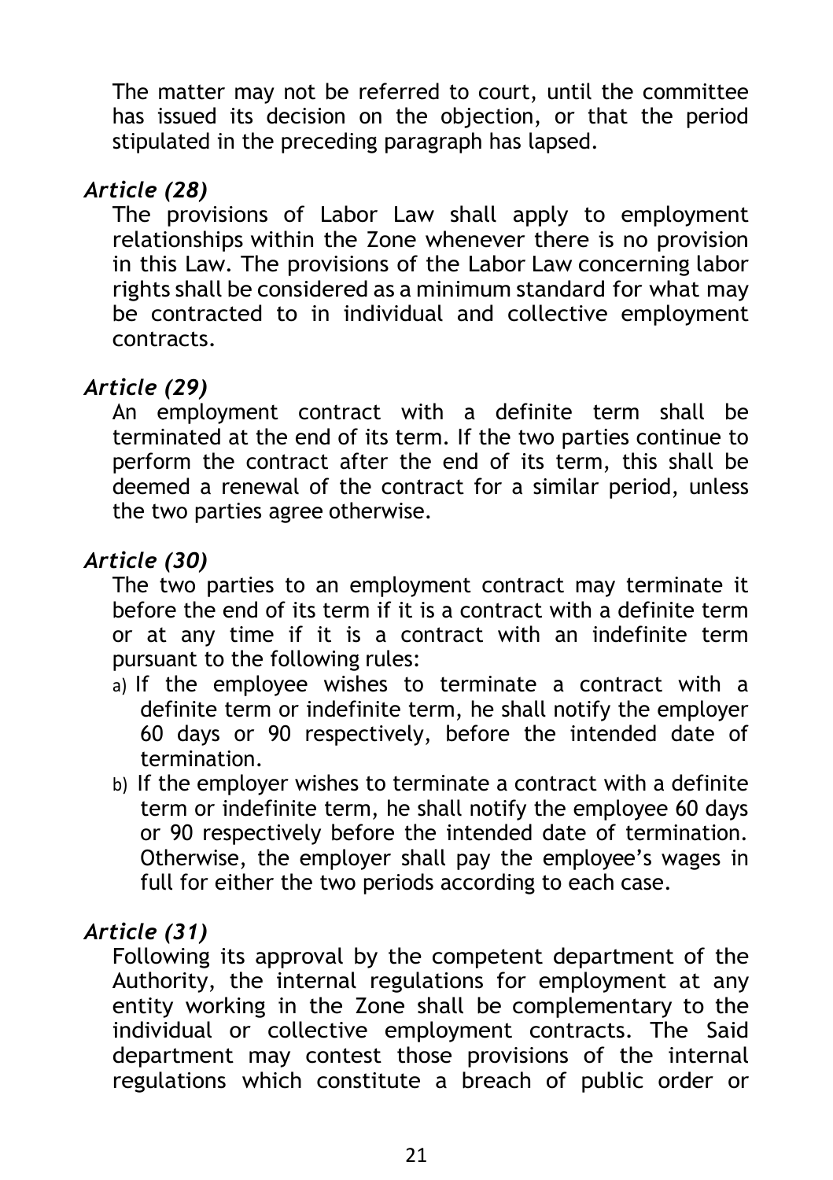The matter may not be referred to court, until the committee has issued its decision on the objection, or that the period stipulated in the preceding paragraph has lapsed.

### *Article (28)*

The provisions of Labor Law shall apply to employment relationships within the Zone whenever there is no provision in this Law. The provisions of the Labor Law concerning labor rights shall be considered as a minimum standard for what may be contracted to in individual and collective employment contracts.

### *Article (29)*

An employment contract with a definite term shall be terminated at the end of its term. If the two parties continue to perform the contract after the end of its term, this shall be deemed a renewal of the contract for a similar period, unless the two parties agree otherwise.

### *Article (30)*

The two parties to an employment contract may terminate it before the end of its term if it is a contract with a definite term or at any time if it is a contract with an indefinite term pursuant to the following rules:

a) If the employee wishes to terminate a contract with a definite term or indefinite term, he shall notify the employer 60 days or 90 respectively, before the intended date of termination.
b) If the employer wishes to terminate a contract with a definite term or indefinite term, he shall notify the employee 60 days or 90 respectively before the intended date of termination. Otherwise, the employer shall pay the employee's wages in full for either the two periods according to each case.

### *Article (31)*

Following its approval by the competent department of the Authority, the internal regulations for employment at any entity working in the Zone shall be complementary to the individual or collective employment contracts. The Said department may contest those provisions of the internal regulations which constitute a breach of public order or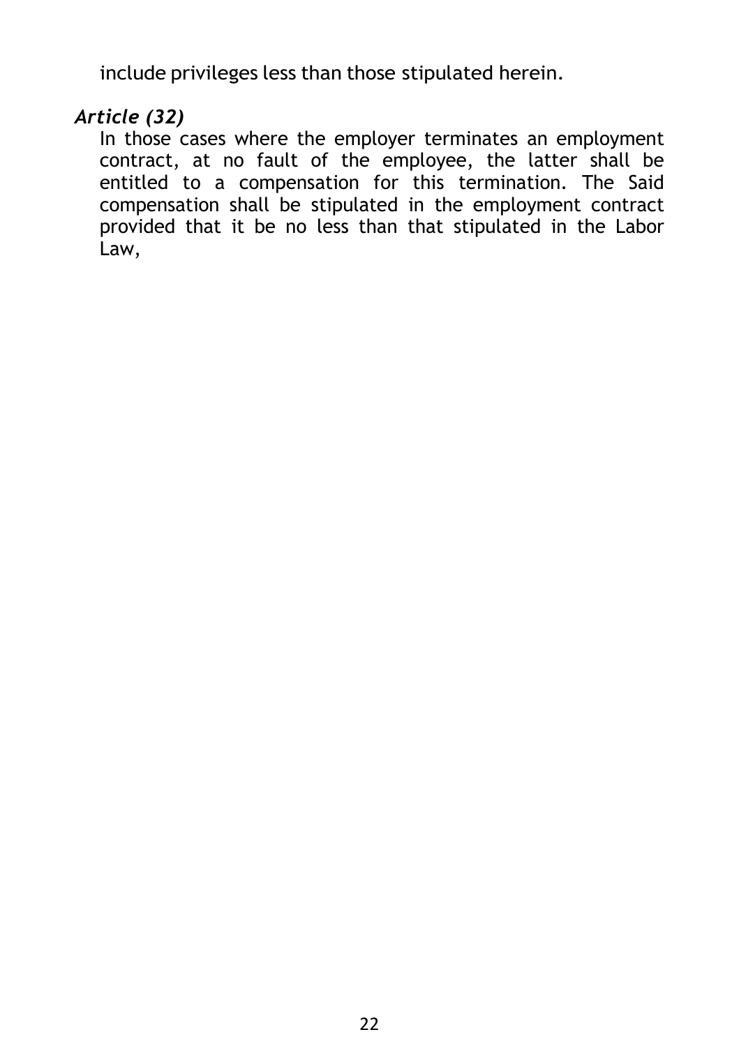include privileges less than those stipulated herein.

### *Article (32)*

In those cases where the employer terminates an employment contract, at no fault of the employee, the latter shall be entitled to a compensation for this termination. The Said compensation shall be stipulated in the employment contract provided that it be no less than that stipulated in the Labor Law,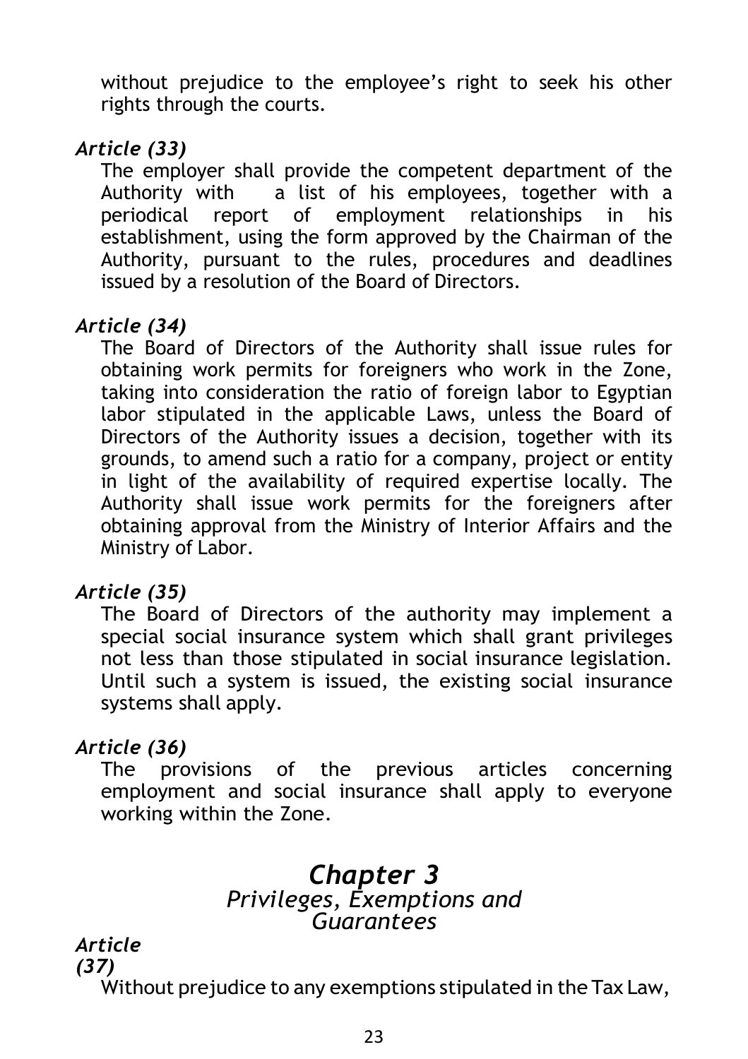without prejudice to the employee's right to seek his other rights through the courts.

### *Article (33)*

The employer shall provide the competent department of the Authority with a list of his employees, together with a periodical report of employment relationships in his establishment, using the form approved by the Chairman of the Authority, pursuant to the rules, procedures and deadlines issued by a resolution of the Board of Directors.

### *Article (34)*

The Board of Directors of the Authority shall issue rules for obtaining work permits for foreigners who work in the Zone, taking into consideration the ratio of foreign labor to Egyptian labor stipulated in the applicable Laws, unless the Board of Directors of the Authority issues a decision, together with its grounds, to amend such a ratio for a company, project or entity in light of the availability of required expertise locally. The Authority shall issue work permits for the foreigners after obtaining approval from the Ministry of Interior Affairs and the Ministry of Labor.

### *Article (35)*

The Board of Directors of the authority may implement a special social insurance system which shall grant privileges not less than those stipulated in social insurance legislation. Until such a system is issued, the existing social insurance systems shall apply.

### *Article (36)*

The provisions of the previous articles concerning employment and social insurance shall apply to everyone working within the Zone.

## *Chapter 3*
### *Privileges, Exemptions and Guarantees*

### *Article (37)*

Without prejudice to any exemptions stipulated in the Tax Law,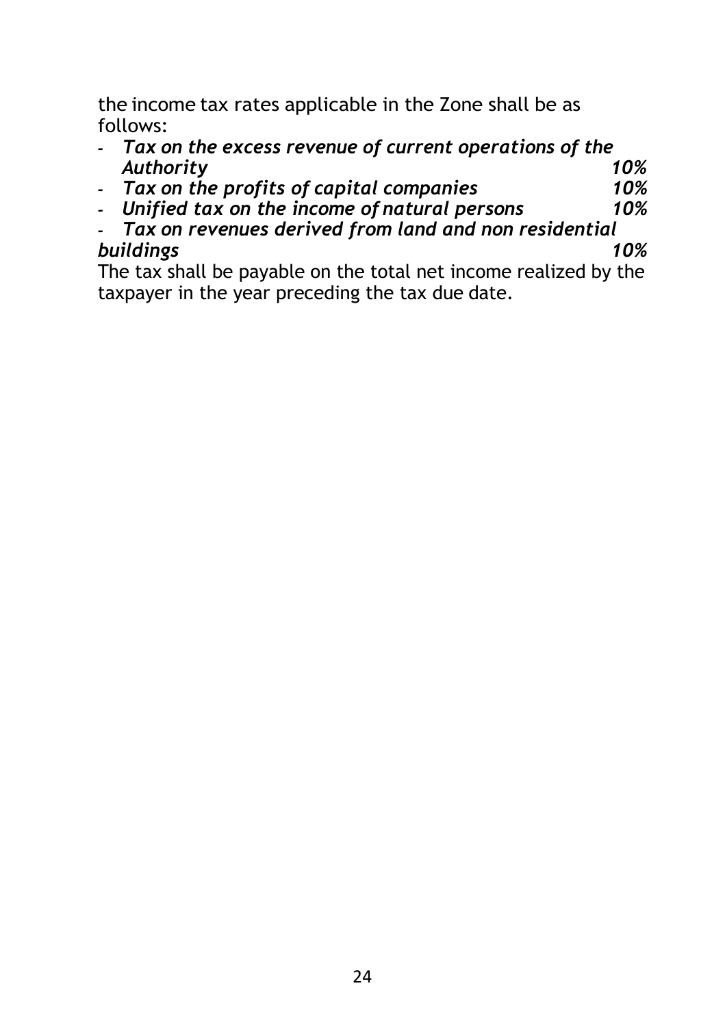the income tax rates applicable in the Zone shall be as follows:

- ***Tax on the excess revenue of current operations of the Authority* — *10%***
- ***Tax on the profits of capital companies* — *10%***
- ***Unified tax on the income of natural persons* — *10%***
- ***Tax on revenues derived from land and non residential buildings* — *10%***

The tax shall be payable on the total net income realized by the taxpayer in the year preceding the tax due date.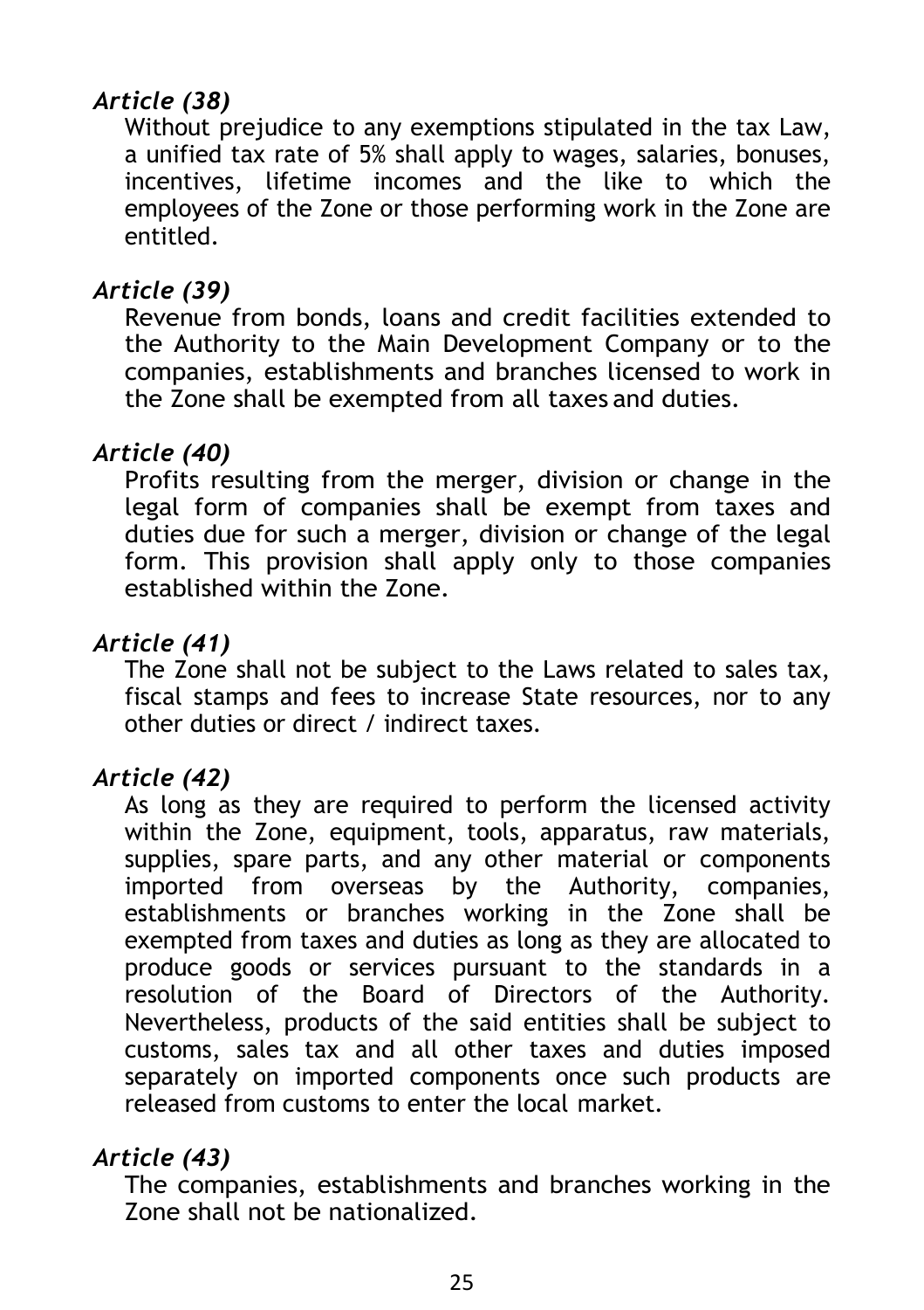*Article (38)*

Without prejudice to any exemptions stipulated in the tax Law, a unified tax rate of 5% shall apply to wages, salaries, bonuses, incentives, lifetime incomes and the like to which the employees of the Zone or those performing work in the Zone are entitled.

*Article (39)*

Revenue from bonds, loans and credit facilities extended to the Authority to the Main Development Company or to the companies, establishments and branches licensed to work in the Zone shall be exempted from all taxes and duties.

*Article (40)*

Profits resulting from the merger, division or change in the legal form of companies shall be exempt from taxes and duties due for such a merger, division or change of the legal form. This provision shall apply only to those companies established within the Zone.

*Article (41)*

The Zone shall not be subject to the Laws related to sales tax, fiscal stamps and fees to increase State resources, nor to any other duties or direct / indirect taxes.

*Article (42)*

As long as they are required to perform the licensed activity within the Zone, equipment, tools, apparatus, raw materials, supplies, spare parts, and any other material or components imported from overseas by the Authority, companies, establishments or branches working in the Zone shall be exempted from taxes and duties as long as they are allocated to produce goods or services pursuant to the standards in a resolution of the Board of Directors of the Authority. Nevertheless, products of the said entities shall be subject to customs, sales tax and all other taxes and duties imposed separately on imported components once such products are released from customs to enter the local market.

*Article (43)*

The companies, establishments and branches working in the Zone shall not be nationalized.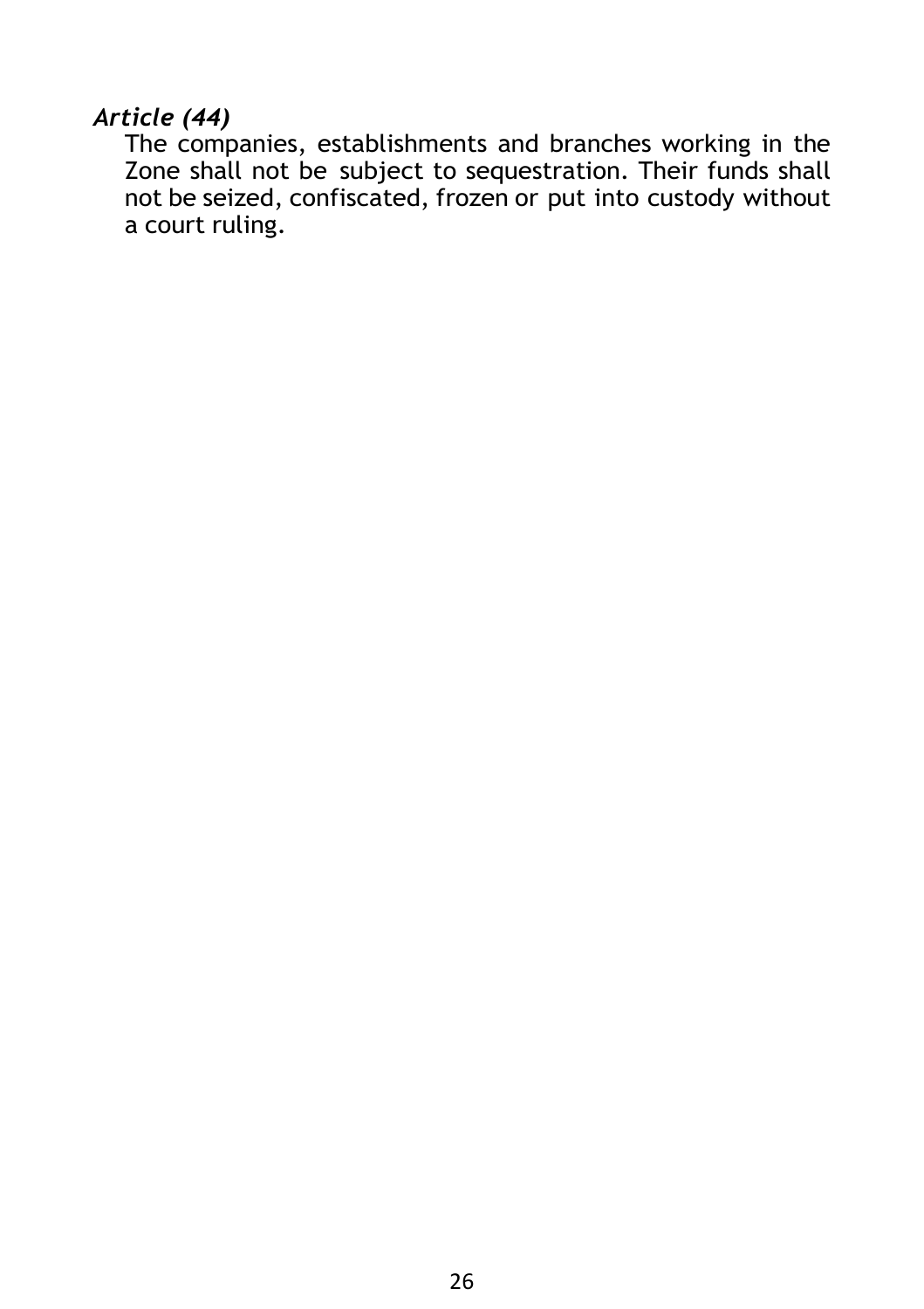### *Article (44)*

The companies, establishments and branches working in the Zone shall not be subject to sequestration. Their funds shall not be seized, confiscated, frozen or put into custody without a court ruling.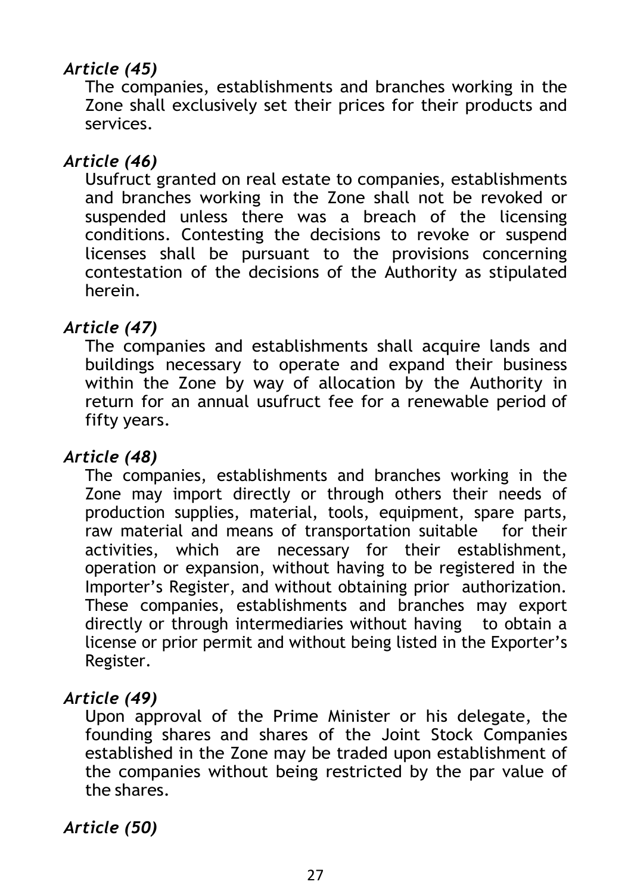### *Article (45)*

The companies, establishments and branches working in the Zone shall exclusively set their prices for their products and services.

### *Article (46)*

Usufruct granted on real estate to companies, establishments and branches working in the Zone shall not be revoked or suspended unless there was a breach of the licensing conditions. Contesting the decisions to revoke or suspend licenses shall be pursuant to the provisions concerning contestation of the decisions of the Authority as stipulated herein.

### *Article (47)*

The companies and establishments shall acquire lands and buildings necessary to operate and expand their business within the Zone by way of allocation by the Authority in return for an annual usufruct fee for a renewable period of fifty years.

### *Article (48)*

The companies, establishments and branches working in the Zone may import directly or through others their needs of production supplies, material, tools, equipment, spare parts, raw material and means of transportation suitable for their activities, which are necessary for their establishment, operation or expansion, without having to be registered in the Importer's Register, and without obtaining prior authorization. These companies, establishments and branches may export directly or through intermediaries without having to obtain a license or prior permit and without being listed in the Exporter's Register.

### *Article (49)*

Upon approval of the Prime Minister or his delegate, the founding shares and shares of the Joint Stock Companies established in the Zone may be traded upon establishment of the companies without being restricted by the par value of the shares.

### *Article (50)*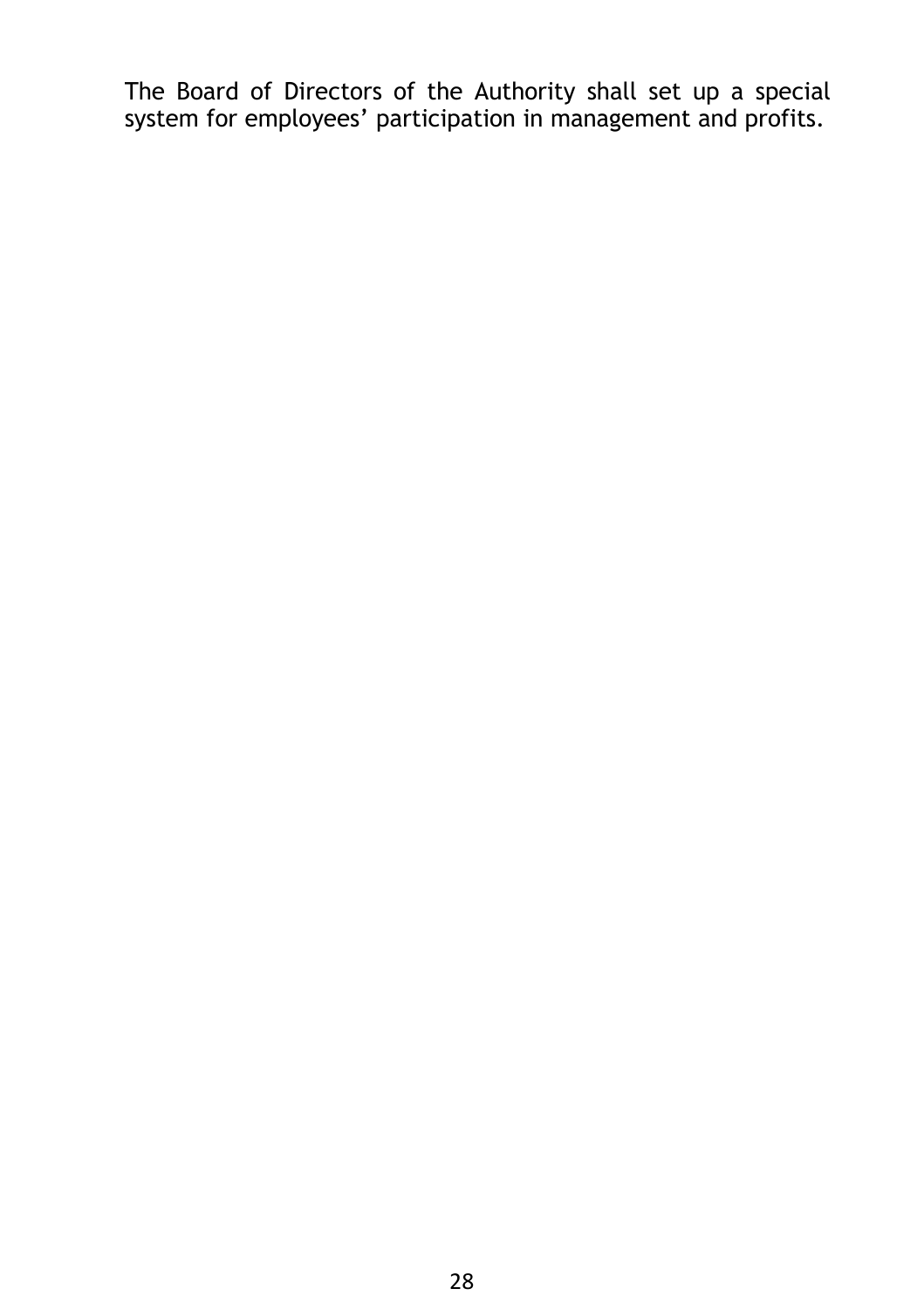The Board of Directors of the Authority shall set up a special system for employees’ participation in management and profits.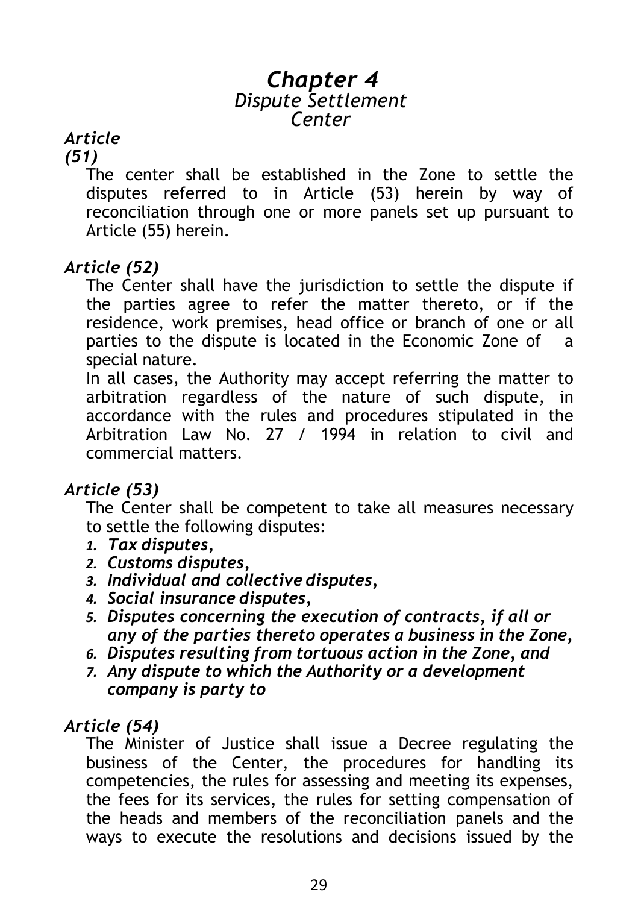# *Chapter 4*
## *Dispute Settlement Center*

### *Article (51)*

The center shall be established in the Zone to settle the disputes referred to in Article (53) herein by way of reconciliation through one or more panels set up pursuant to Article (55) herein.

### *Article (52)*

The Center shall have the jurisdiction to settle the dispute if the parties agree to refer the matter thereto, or if the residence, work premises, head office or branch of one or all parties to the dispute is located in the Economic Zone of a special nature.

In all cases, the Authority may accept referring the matter to arbitration regardless of the nature of such dispute, in accordance with the rules and procedures stipulated in the Arbitration Law No. 27 / 1994 in relation to civil and commercial matters.

### *Article (53)*

The Center shall be competent to take all measures necessary to settle the following disputes:

1. ***Tax disputes,***
2. ***Customs disputes,***
3. ***Individual and collective disputes,***
4. ***Social insurance disputes,***
5. ***Disputes concerning the execution of contracts, if all or any of the parties thereto operates a business in the Zone,***
6. ***Disputes resulting from tortuous action in the Zone, and***
7. ***Any dispute to which the Authority or a development company is party to***

### *Article (54)*

The Minister of Justice shall issue a Decree regulating the business of the Center, the procedures for handling its competencies, the rules for assessing and meeting its expenses, the fees for its services, the rules for setting compensation of the heads and members of the reconciliation panels and the ways to execute the resolutions and decisions issued by the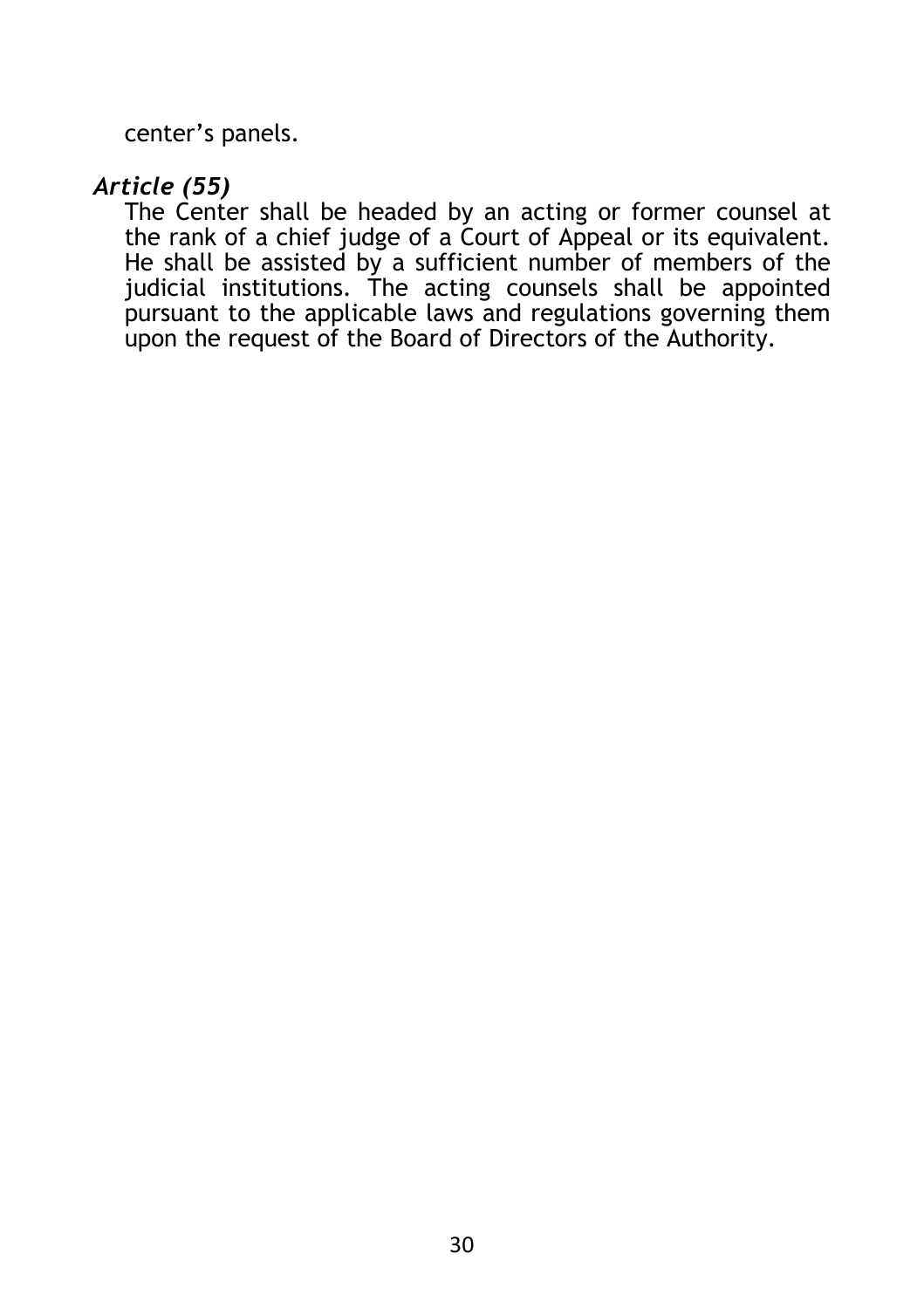center's panels.

### *Article (55)*

The Center shall be headed by an acting or former counsel at the rank of a chief judge of a Court of Appeal or its equivalent. He shall be assisted by a sufficient number of members of the judicial institutions. The acting counsels shall be appointed pursuant to the applicable laws and regulations governing them upon the request of the Board of Directors of the Authority.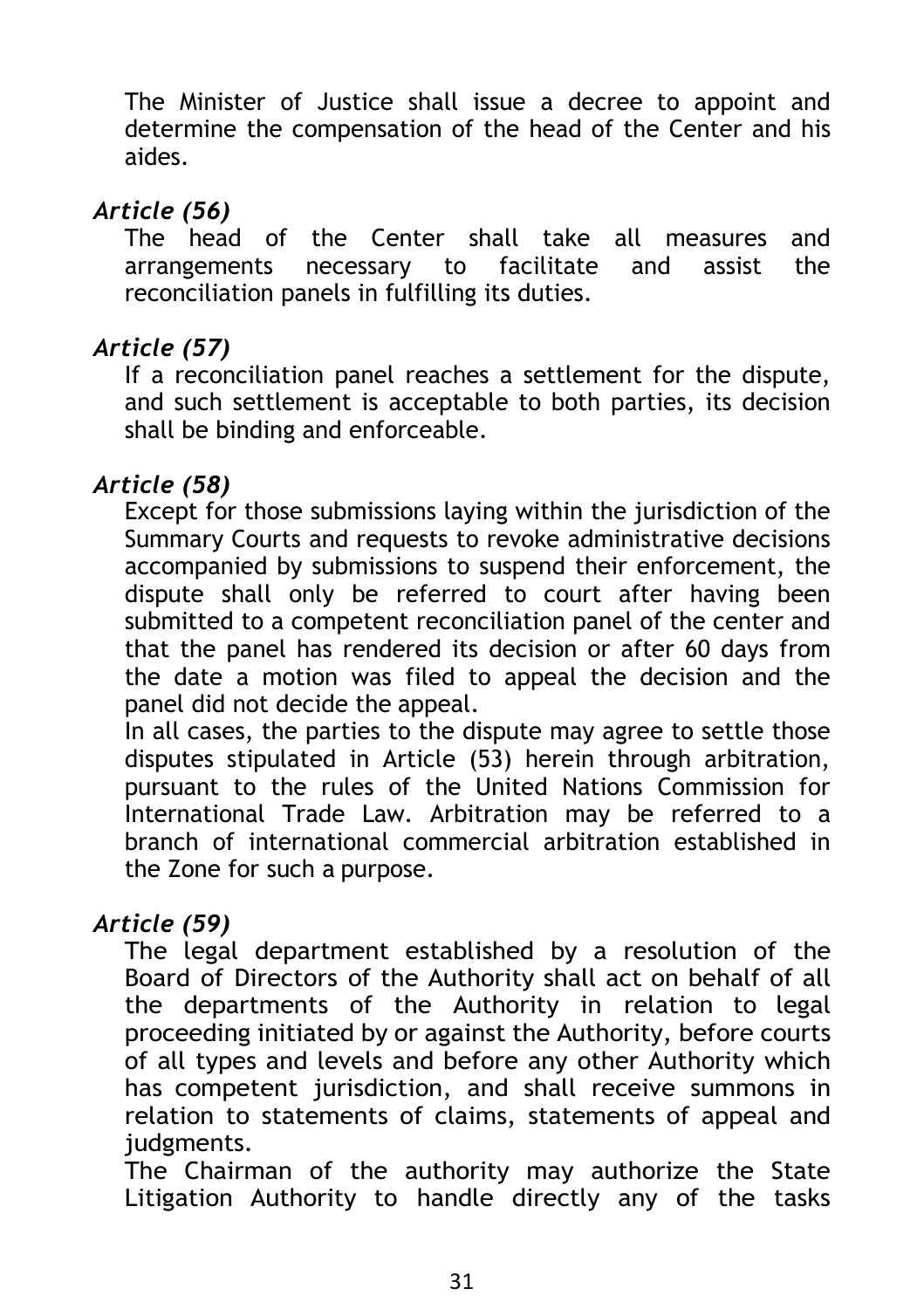The Minister of Justice shall issue a decree to appoint and determine the compensation of the head of the Center and his aides.

### *Article (56)*

The head of the Center shall take all measures and arrangements necessary to facilitate and assist the reconciliation panels in fulfilling its duties.

### *Article (57)*

If a reconciliation panel reaches a settlement for the dispute, and such settlement is acceptable to both parties, its decision shall be binding and enforceable.

### *Article (58)*

Except for those submissions laying within the jurisdiction of the Summary Courts and requests to revoke administrative decisions accompanied by submissions to suspend their enforcement, the dispute shall only be referred to court after having been submitted to a competent reconciliation panel of the center and that the panel has rendered its decision or after 60 days from the date a motion was filed to appeal the decision and the panel did not decide the appeal.

In all cases, the parties to the dispute may agree to settle those disputes stipulated in Article (53) herein through arbitration, pursuant to the rules of the United Nations Commission for International Trade Law. Arbitration may be referred to a branch of international commercial arbitration established in the Zone for such a purpose.

### *Article (59)*

The legal department established by a resolution of the Board of Directors of the Authority shall act on behalf of all the departments of the Authority in relation to legal proceeding initiated by or against the Authority, before courts of all types and levels and before any other Authority which has competent jurisdiction, and shall receive summons in relation to statements of claims, statements of appeal and judgments.

The Chairman of the authority may authorize the State Litigation Authority to handle directly any of the tasks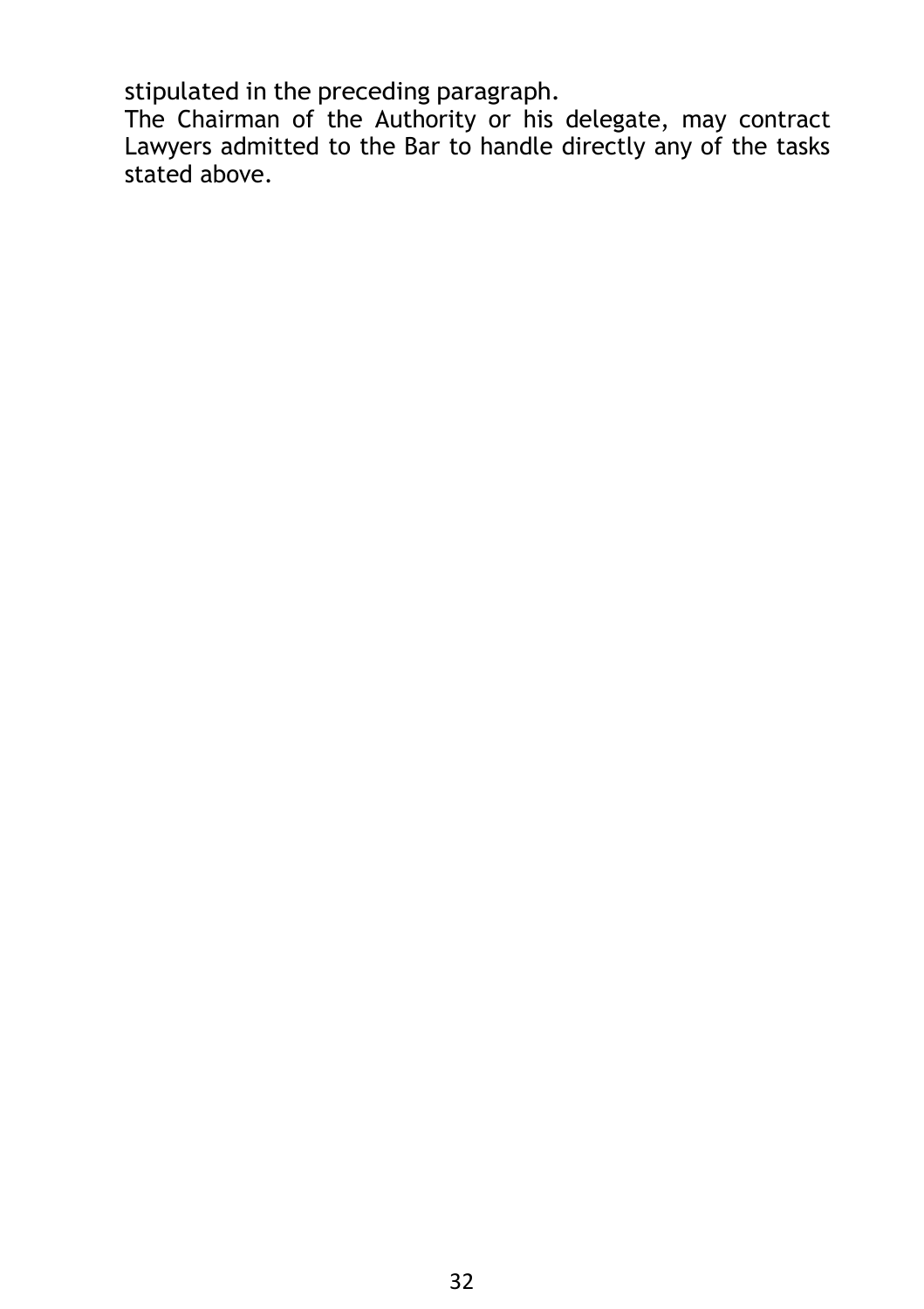stipulated in the preceding paragraph.

The Chairman of the Authority or his delegate, may contract Lawyers admitted to the Bar to handle directly any of the tasks stated above.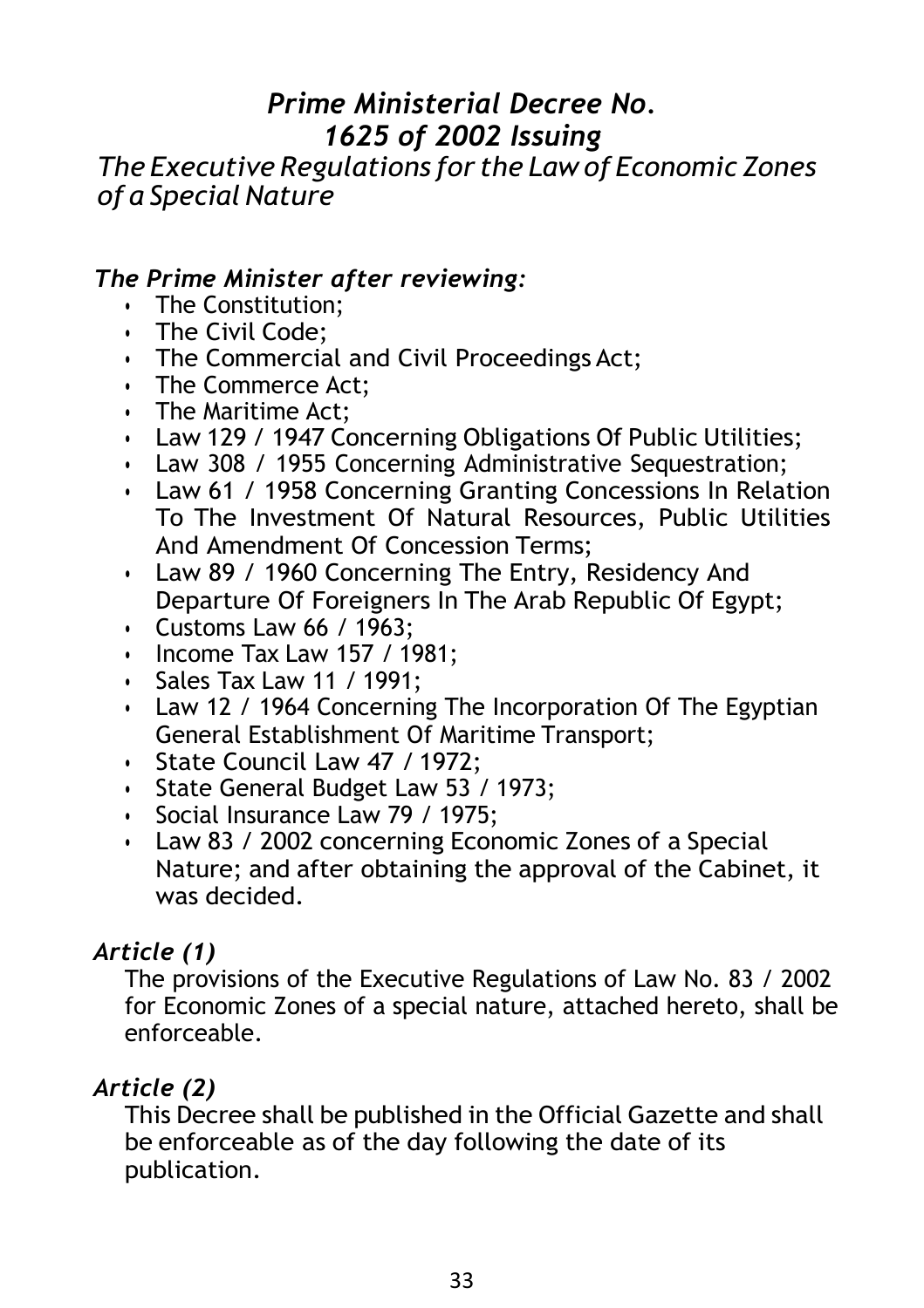# *Prime Ministerial Decree No. 1625 of 2002 Issuing*

## *The Executive Regulations for the Law of Economic Zones of a Special Nature*

***The Prime Minister after reviewing:***

- The Constitution;
- The Civil Code;
- The Commercial and Civil Proceedings Act;
- The Commerce Act;
- The Maritime Act;
- Law 129 / 1947 Concerning Obligations Of Public Utilities;
- Law 308 / 1955 Concerning Administrative Sequestration;
- Law 61 / 1958 Concerning Granting Concessions In Relation To The Investment Of Natural Resources, Public Utilities And Amendment Of Concession Terms;
- Law 89 / 1960 Concerning The Entry, Residency And Departure Of Foreigners In The Arab Republic Of Egypt;
- Customs Law 66 / 1963;
- Income Tax Law 157 / 1981;
- Sales Tax Law 11 / 1991;
- Law 12 / 1964 Concerning The Incorporation Of The Egyptian General Establishment Of Maritime Transport;
- State Council Law 47 / 1972;
- State General Budget Law 53 / 1973;
- Social Insurance Law 79 / 1975;
- Law 83 / 2002 concerning Economic Zones of a Special Nature; and after obtaining the approval of the Cabinet, it was decided.

### *Article (1)*

The provisions of the Executive Regulations of Law No. 83 / 2002 for Economic Zones of a special nature, attached hereto, shall be enforceable.

### *Article (2)*

This Decree shall be published in the Official Gazette and shall be enforceable as of the day following the date of its publication.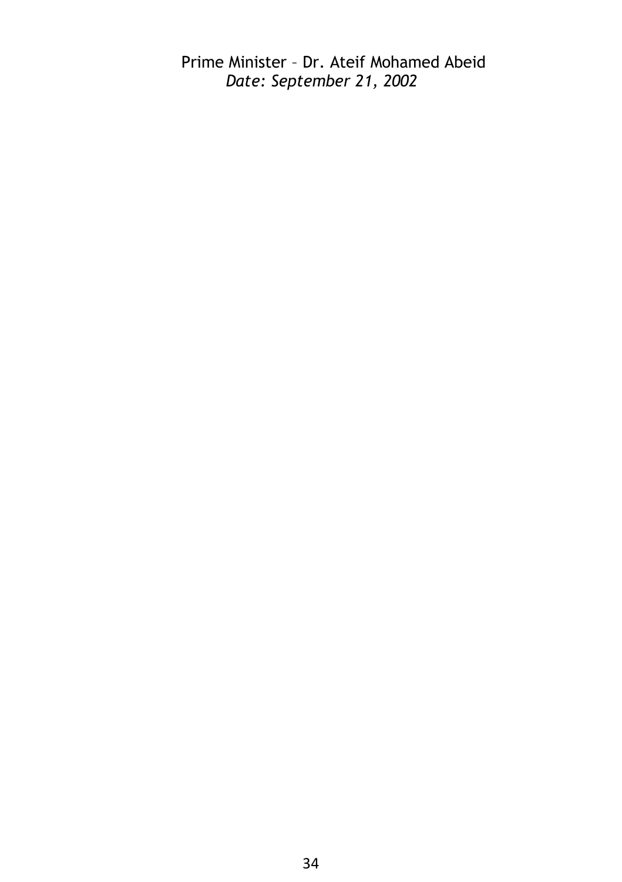Prime Minister – Dr. Ateif Mohamed Abeid

*Date: September 21, 2002*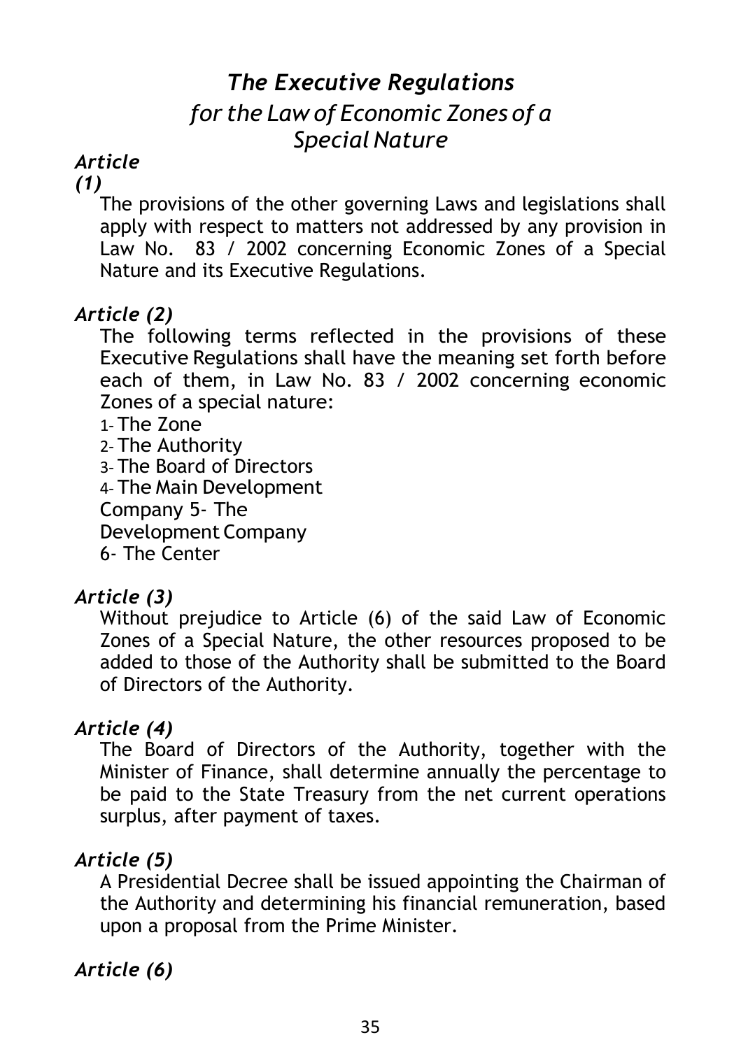# *The Executive Regulations*
## *for the Law of Economic Zones of a Special Nature*

### *Article (1)*

The provisions of the other governing Laws and legislations shall apply with respect to matters not addressed by any provision in Law No. 83 / 2002 concerning Economic Zones of a Special Nature and its Executive Regulations.

### *Article (2)*

The following terms reflected in the provisions of these Executive Regulations shall have the meaning set forth before each of them, in Law No. 83 / 2002 concerning economic Zones of a special nature:

1- The Zone
2- The Authority
3- The Board of Directors
4- The Main Development Company
5- The Development Company
6- The Center

### *Article (3)*

Without prejudice to Article (6) of the said Law of Economic Zones of a Special Nature, the other resources proposed to be added to those of the Authority shall be submitted to the Board of Directors of the Authority.

### *Article (4)*

The Board of Directors of the Authority, together with the Minister of Finance, shall determine annually the percentage to be paid to the State Treasury from the net current operations surplus, after payment of taxes.

### *Article (5)*

A Presidential Decree shall be issued appointing the Chairman of the Authority and determining his financial remuneration, based upon a proposal from the Prime Minister.

### *Article (6)*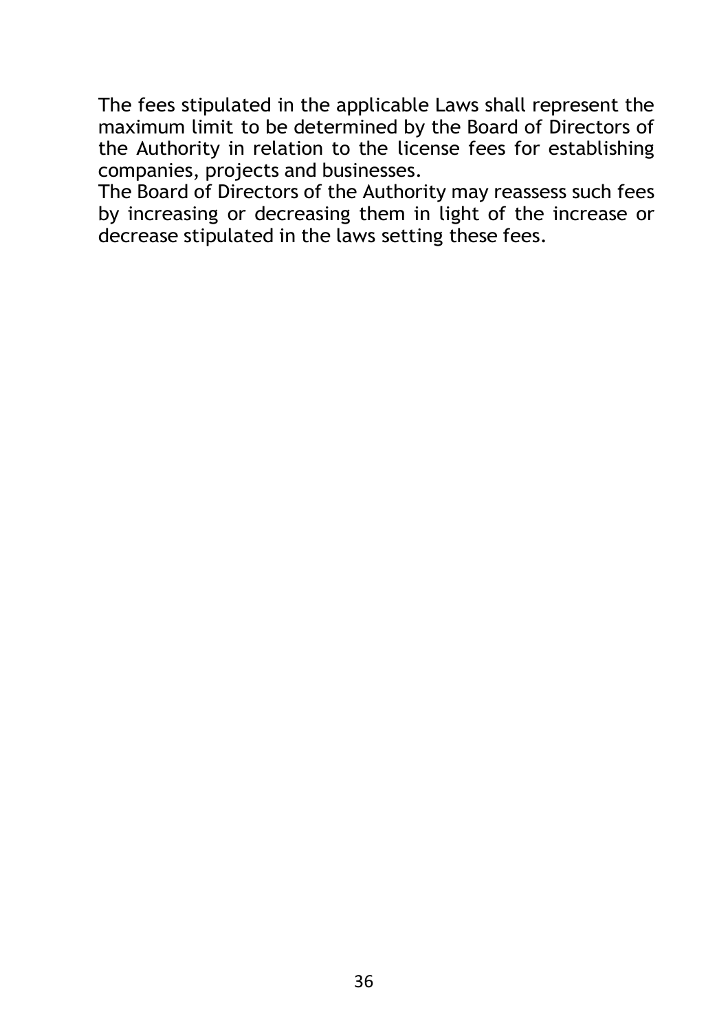The fees stipulated in the applicable Laws shall represent the maximum limit to be determined by the Board of Directors of the Authority in relation to the license fees for establishing companies, projects and businesses.

The Board of Directors of the Authority may reassess such fees by increasing or decreasing them in light of the increase or decrease stipulated in the laws setting these fees.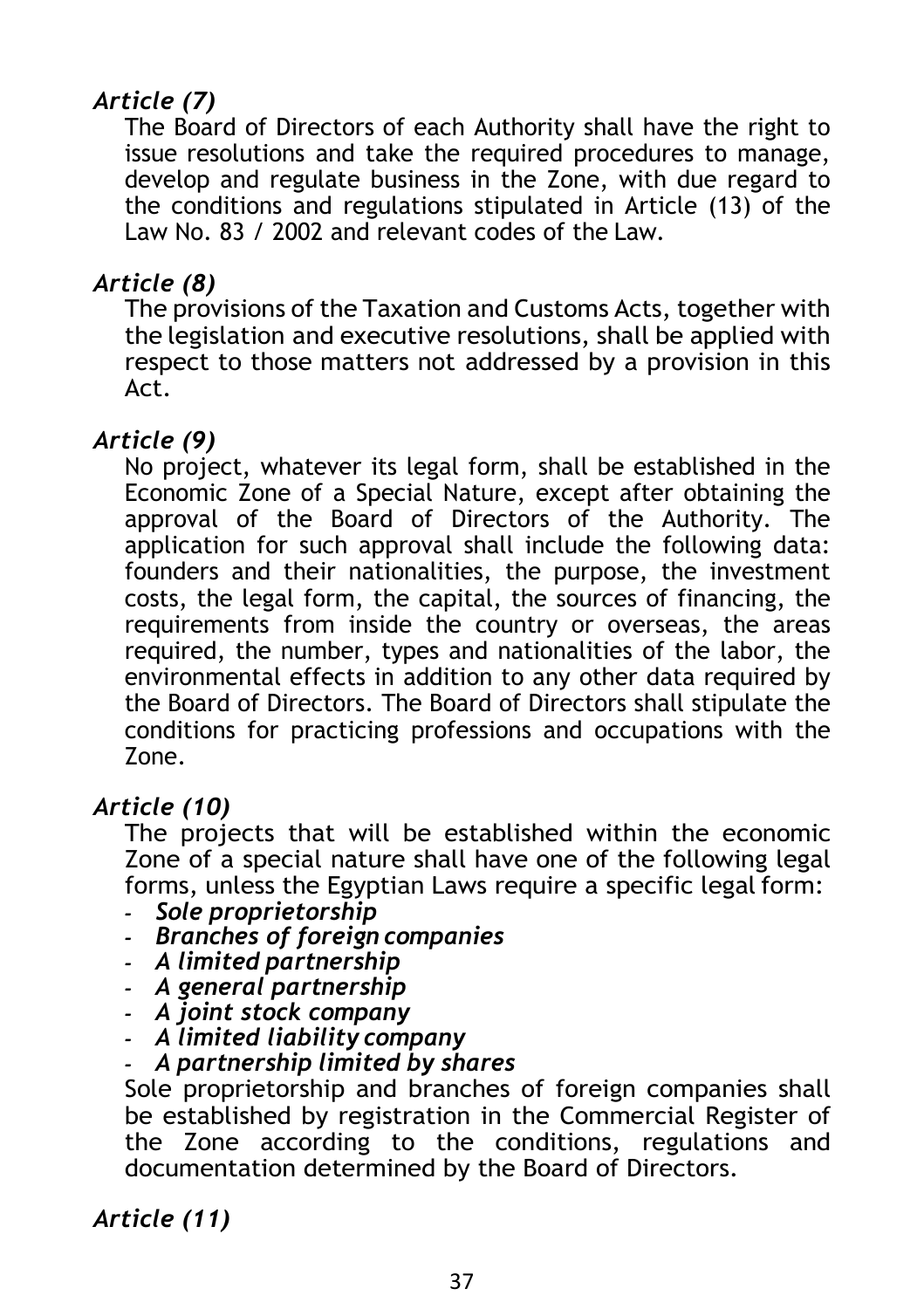### *Article (7)*

The Board of Directors of each Authority shall have the right to issue resolutions and take the required procedures to manage, develop and regulate business in the Zone, with due regard to the conditions and regulations stipulated in Article (13) of the Law No. 83 / 2002 and relevant codes of the Law.

### *Article (8)*

The provisions of the Taxation and Customs Acts, together with the legislation and executive resolutions, shall be applied with respect to those matters not addressed by a provision in this Act.

### *Article (9)*

No project, whatever its legal form, shall be established in the Economic Zone of a Special Nature, except after obtaining the approval of the Board of Directors of the Authority. The application for such approval shall include the following data: founders and their nationalities, the purpose, the investment costs, the legal form, the capital, the sources of financing, the requirements from inside the country or overseas, the areas required, the number, types and nationalities of the labor, the environmental effects in addition to any other data required by the Board of Directors. The Board of Directors shall stipulate the conditions for practicing professions and occupations with the Zone.

### *Article (10)*

The projects that will be established within the economic Zone of a special nature shall have one of the following legal forms, unless the Egyptian Laws require a specific legal form:

- ***Sole proprietorship***
- ***Branches of foreign companies***
- ***A limited partnership***
- ***A general partnership***
- ***A joint stock company***
- ***A limited liability company***
- ***A partnership limited by shares***

Sole proprietorship and branches of foreign companies shall be established by registration in the Commercial Register of the Zone according to the conditions, regulations and documentation determined by the Board of Directors.

### *Article (11)*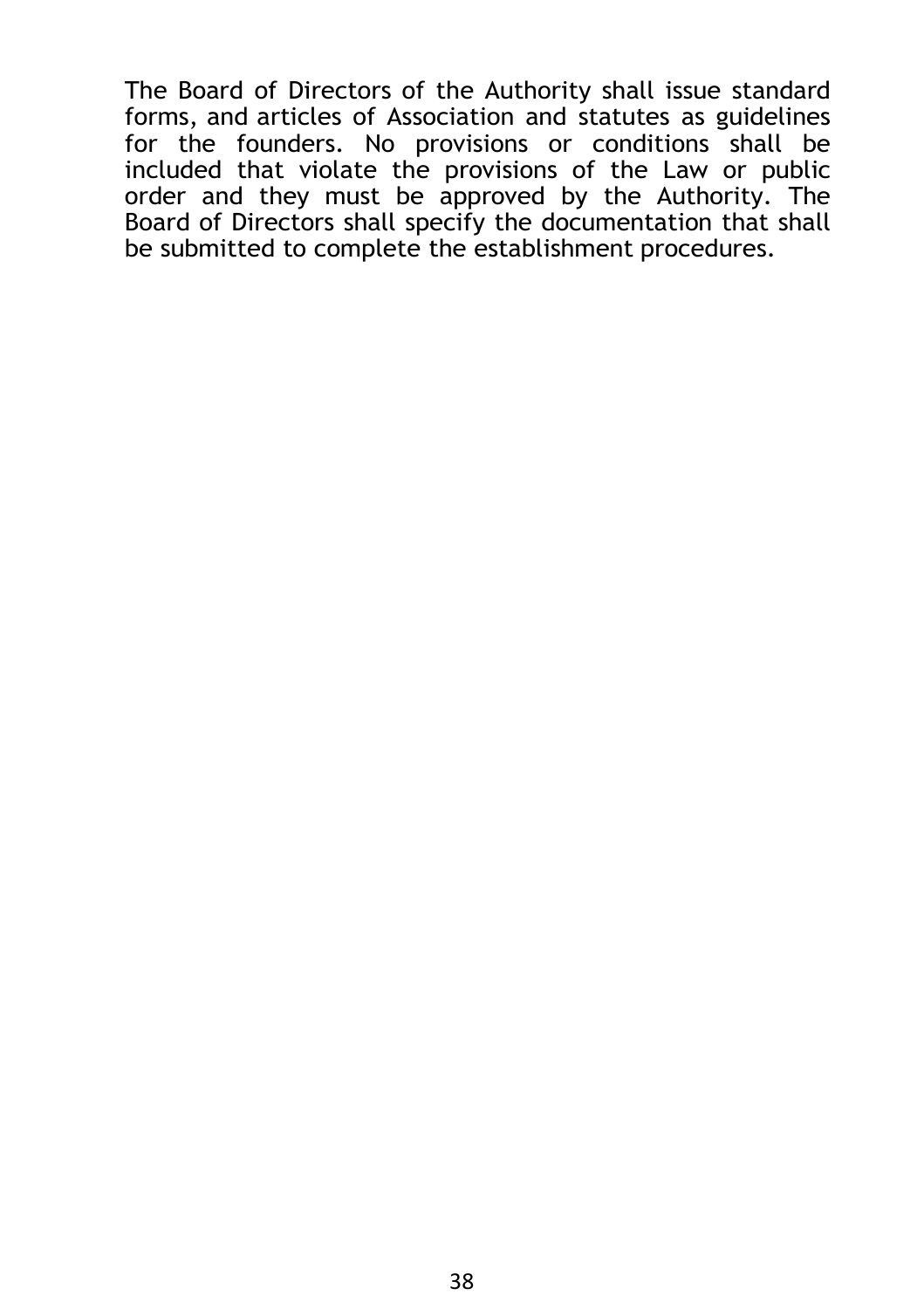The Board of Directors of the Authority shall issue standard forms, and articles of Association and statutes as guidelines for the founders. No provisions or conditions shall be included that violate the provisions of the Law or public order and they must be approved by the Authority. The Board of Directors shall specify the documentation that shall be submitted to complete the establishment procedures.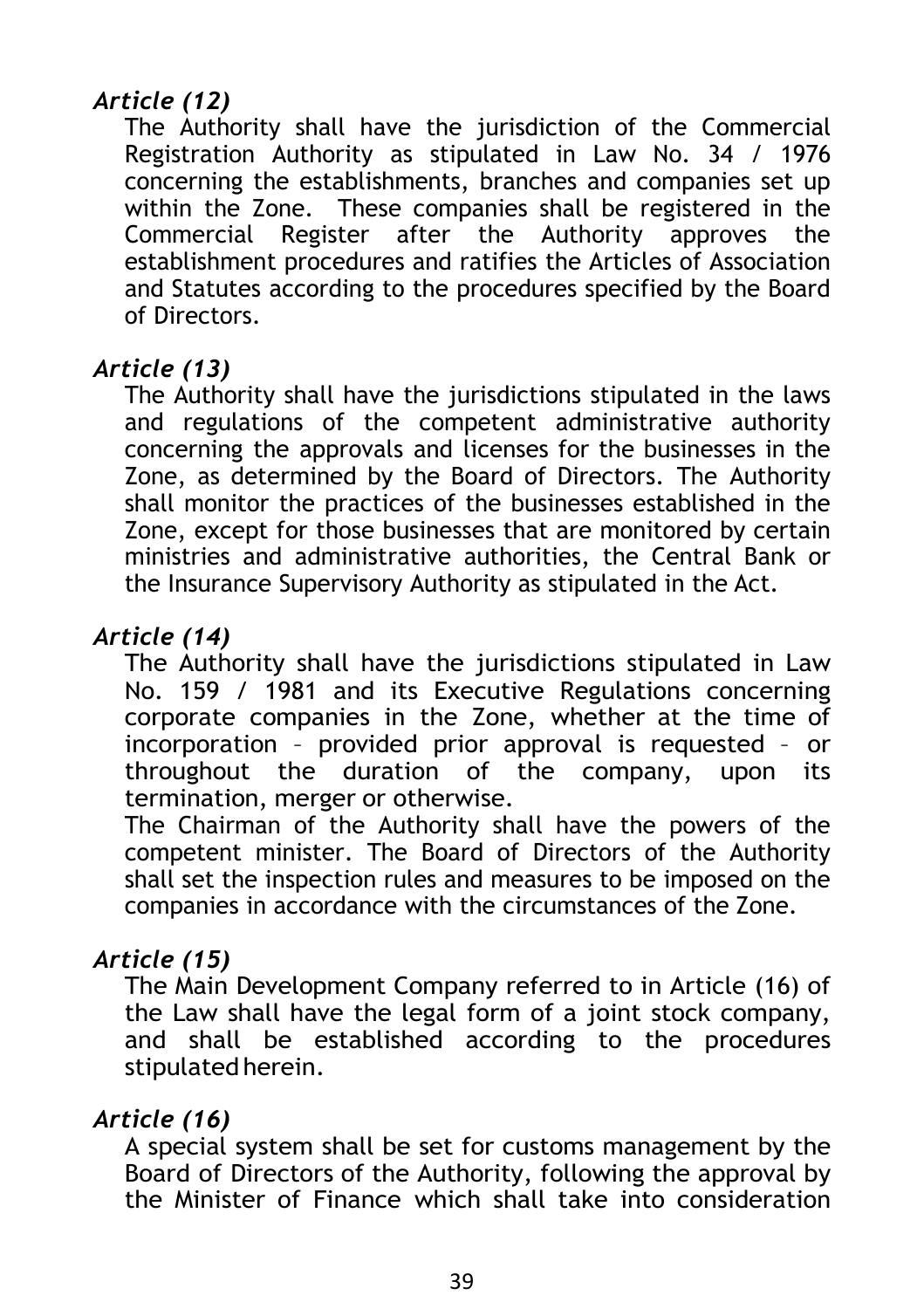*Article (12)*

The Authority shall have the jurisdiction of the Commercial Registration Authority as stipulated in Law No. 34 / 1976 concerning the establishments, branches and companies set up within the Zone. These companies shall be registered in the Commercial Register after the Authority approves the establishment procedures and ratifies the Articles of Association and Statutes according to the procedures specified by the Board of Directors.

*Article (13)*

The Authority shall have the jurisdictions stipulated in the laws and regulations of the competent administrative authority concerning the approvals and licenses for the businesses in the Zone, as determined by the Board of Directors. The Authority shall monitor the practices of the businesses established in the Zone, except for those businesses that are monitored by certain ministries and administrative authorities, the Central Bank or the Insurance Supervisory Authority as stipulated in the Act.

*Article (14)*

The Authority shall have the jurisdictions stipulated in Law No. 159 / 1981 and its Executive Regulations concerning corporate companies in the Zone, whether at the time of incorporation – provided prior approval is requested – or throughout the duration of the company, upon its termination, merger or otherwise.

The Chairman of the Authority shall have the powers of the competent minister. The Board of Directors of the Authority shall set the inspection rules and measures to be imposed on the companies in accordance with the circumstances of the Zone.

*Article (15)*

The Main Development Company referred to in Article (16) of the Law shall have the legal form of a joint stock company, and shall be established according to the procedures stipulated herein.

*Article (16)*

A special system shall be set for customs management by the Board of Directors of the Authority, following the approval by the Minister of Finance which shall take into consideration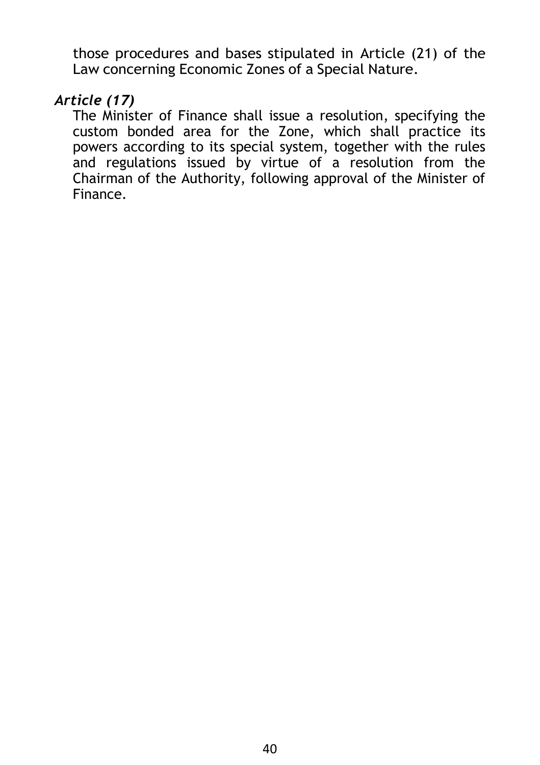those procedures and bases stipulated in Article (21) of the Law concerning Economic Zones of a Special Nature.

### *Article (17)*

The Minister of Finance shall issue a resolution, specifying the custom bonded area for the Zone, which shall practice its powers according to its special system, together with the rules and regulations issued by virtue of a resolution from the Chairman of the Authority, following approval of the Minister of Finance.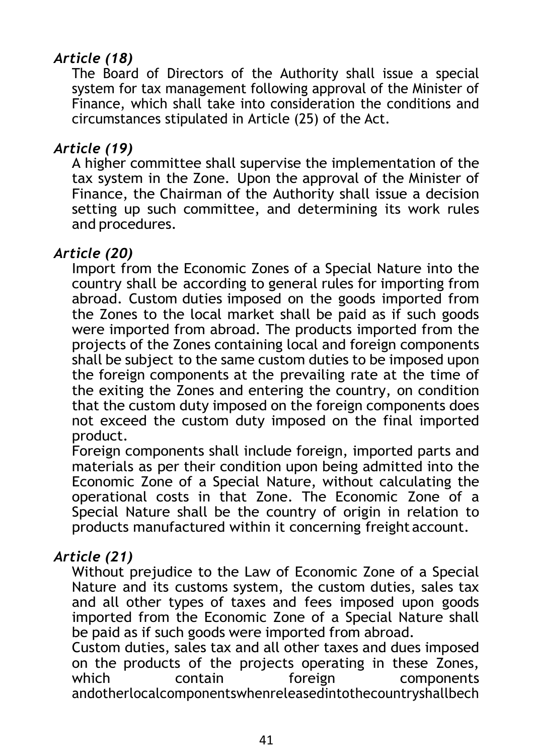### *Article (18)*

The Board of Directors of the Authority shall issue a special system for tax management following approval of the Minister of Finance, which shall take into consideration the conditions and circumstances stipulated in Article (25) of the Act.

### *Article (19)*

A higher committee shall supervise the implementation of the tax system in the Zone. Upon the approval of the Minister of Finance, the Chairman of the Authority shall issue a decision setting up such committee, and determining its work rules and procedures.

### *Article (20)*

Import from the Economic Zones of a Special Nature into the country shall be according to general rules for importing from abroad. Custom duties imposed on the goods imported from the Zones to the local market shall be paid as if such goods were imported from abroad. The products imported from the projects of the Zones containing local and foreign components shall be subject to the same custom duties to be imposed upon the foreign components at the prevailing rate at the time of the exiting the Zones and entering the country, on condition that the custom duty imposed on the foreign components does not exceed the custom duty imposed on the final imported product.

Foreign components shall include foreign, imported parts and materials as per their condition upon being admitted into the Economic Zone of a Special Nature, without calculating the operational costs in that Zone. The Economic Zone of a Special Nature shall be the country of origin in relation to products manufactured within it concerning freight account.

### *Article (21)*

Without prejudice to the Law of Economic Zone of a Special Nature and its customs system, the custom duties, sales tax and all other types of taxes and fees imposed upon goods imported from the Economic Zone of a Special Nature shall be paid as if such goods were imported from abroad.

Custom duties, sales tax and all other taxes and dues imposed on the products of the projects operating in these Zones, which contain foreign components andotherlocalcomponentswhenreleasedintothecountryshallbech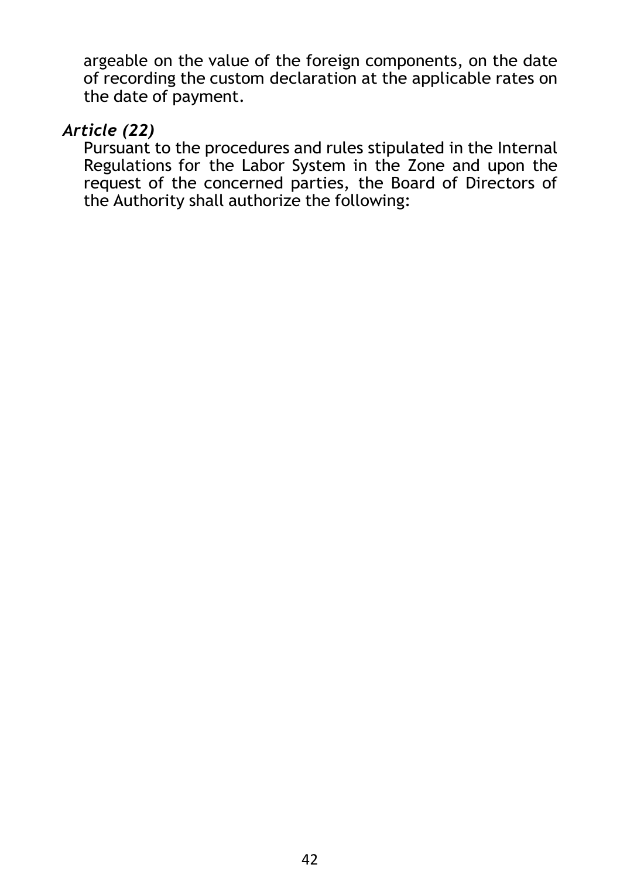argeable on the value of the foreign components, on the date of recording the custom declaration at the applicable rates on the date of payment.

***Article (22)***

Pursuant to the procedures and rules stipulated in the Internal Regulations for the Labor System in the Zone and upon the request of the concerned parties, the Board of Directors of the Authority shall authorize the following: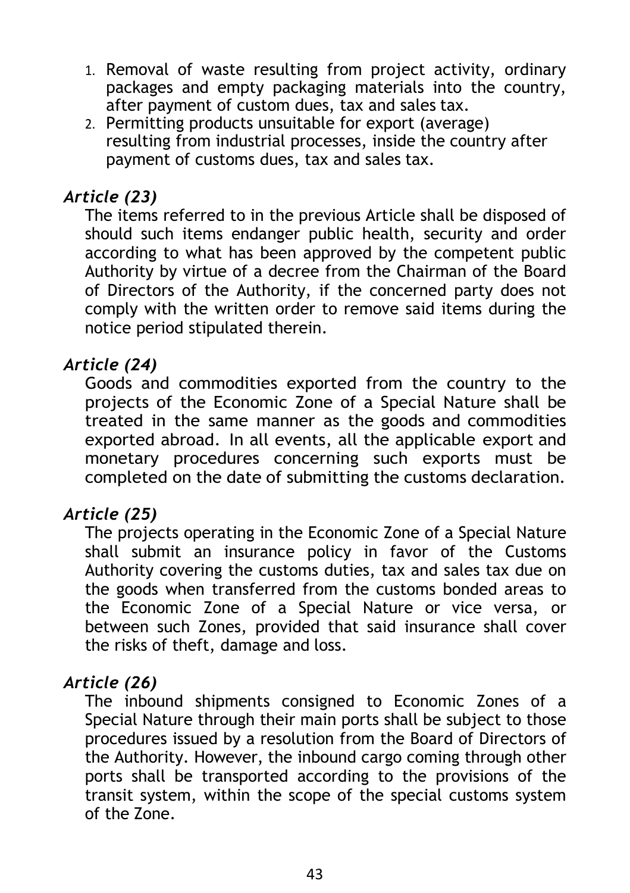1. Removal of waste resulting from project activity, ordinary packages and empty packaging materials into the country, after payment of custom dues, tax and sales tax.
2. Permitting products unsuitable for export (average) resulting from industrial processes, inside the country after payment of customs dues, tax and sales tax.

### *Article (23)*

The items referred to in the previous Article shall be disposed of should such items endanger public health, security and order according to what has been approved by the competent public Authority by virtue of a decree from the Chairman of the Board of Directors of the Authority, if the concerned party does not comply with the written order to remove said items during the notice period stipulated therein.

### *Article (24)*

Goods and commodities exported from the country to the projects of the Economic Zone of a Special Nature shall be treated in the same manner as the goods and commodities exported abroad. In all events, all the applicable export and monetary procedures concerning such exports must be completed on the date of submitting the customs declaration.

### *Article (25)*

The projects operating in the Economic Zone of a Special Nature shall submit an insurance policy in favor of the Customs Authority covering the customs duties, tax and sales tax due on the goods when transferred from the customs bonded areas to the Economic Zone of a Special Nature or vice versa, or between such Zones, provided that said insurance shall cover the risks of theft, damage and loss.

### *Article (26)*

The inbound shipments consigned to Economic Zones of a Special Nature through their main ports shall be subject to those procedures issued by a resolution from the Board of Directors of the Authority. However, the inbound cargo coming through other ports shall be transported according to the provisions of the transit system, within the scope of the special customs system of the Zone.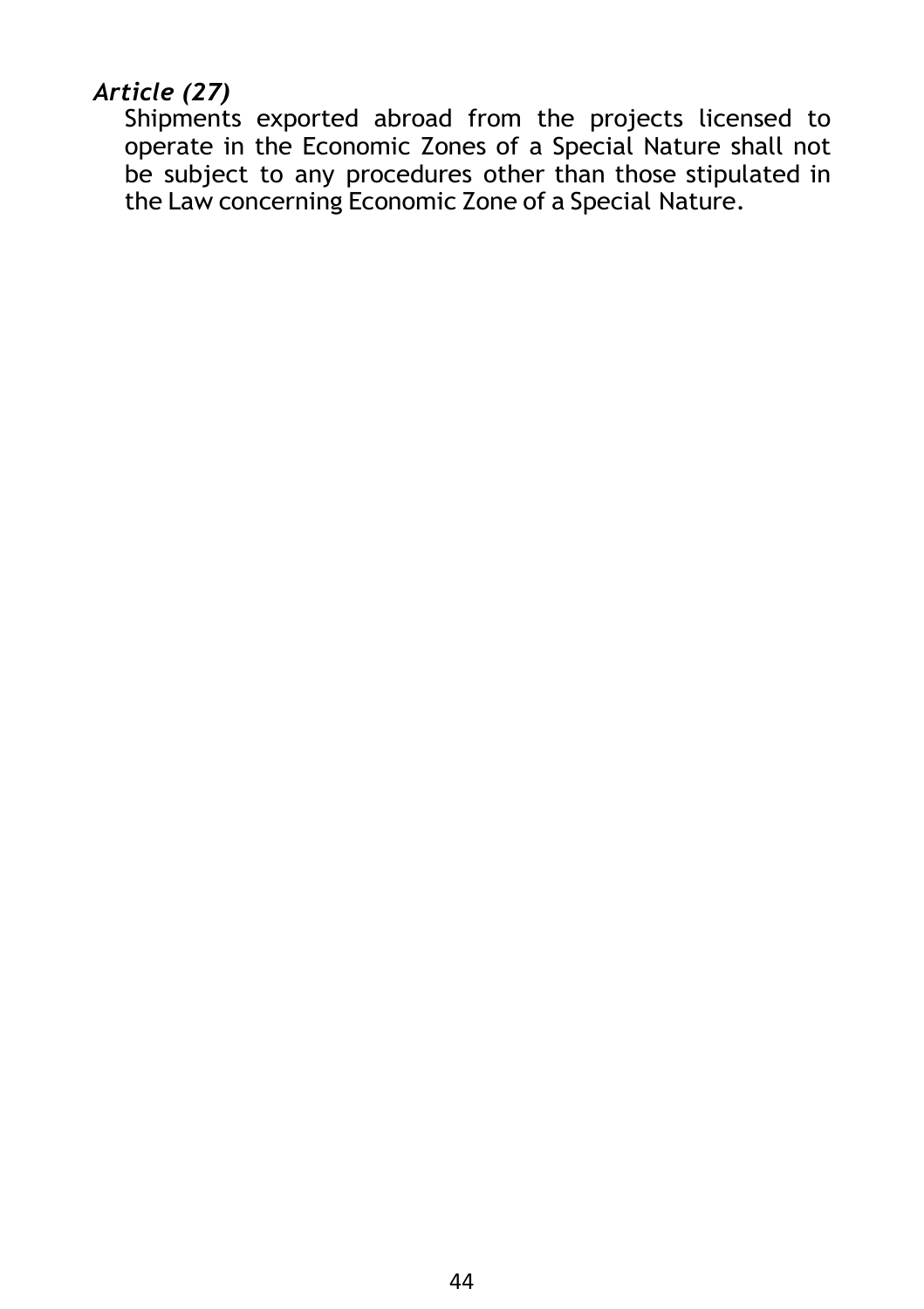*Article (27)*

Shipments exported abroad from the projects licensed to operate in the Economic Zones of a Special Nature shall not be subject to any procedures other than those stipulated in the Law concerning Economic Zone of a Special Nature.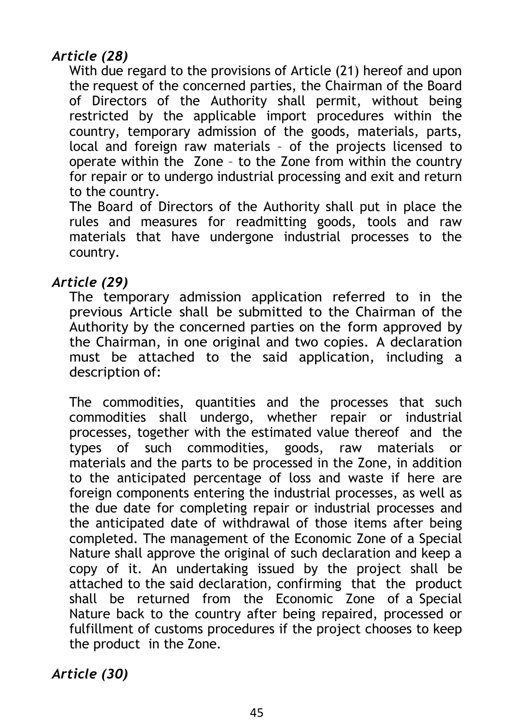*Article (28)*

With due regard to the provisions of Article (21) hereof and upon the request of the concerned parties, the Chairman of the Board of Directors of the Authority shall permit, without being restricted by the applicable import procedures within the country, temporary admission of the goods, materials, parts, local and foreign raw materials – of the projects licensed to operate within the Zone – to the Zone from within the country for repair or to undergo industrial processing and exit and return to the country.

The Board of Directors of the Authority shall put in place the rules and measures for readmitting goods, tools and raw materials that have undergone industrial processes to the country.

*Article (29)*

The temporary admission application referred to in the previous Article shall be submitted to the Chairman of the Authority by the concerned parties on the form approved by the Chairman, in one original and two copies. A declaration must be attached to the said application, including a description of:

The commodities, quantities and the processes that such commodities shall undergo, whether repair or industrial processes, together with the estimated value thereof and the types of such commodities, goods, raw materials or materials and the parts to be processed in the Zone, in addition to the anticipated percentage of loss and waste if here are foreign components entering the industrial processes, as well as the due date for completing repair or industrial processes and the anticipated date of withdrawal of those items after being completed. The management of the Economic Zone of a Special Nature shall approve the original of such declaration and keep a copy of it. An undertaking issued by the project shall be attached to the said declaration, confirming that the product shall be returned from the Economic Zone of a Special Nature back to the country after being repaired, processed or fulfillment of customs procedures if the project chooses to keep the product in the Zone.

*Article (30)*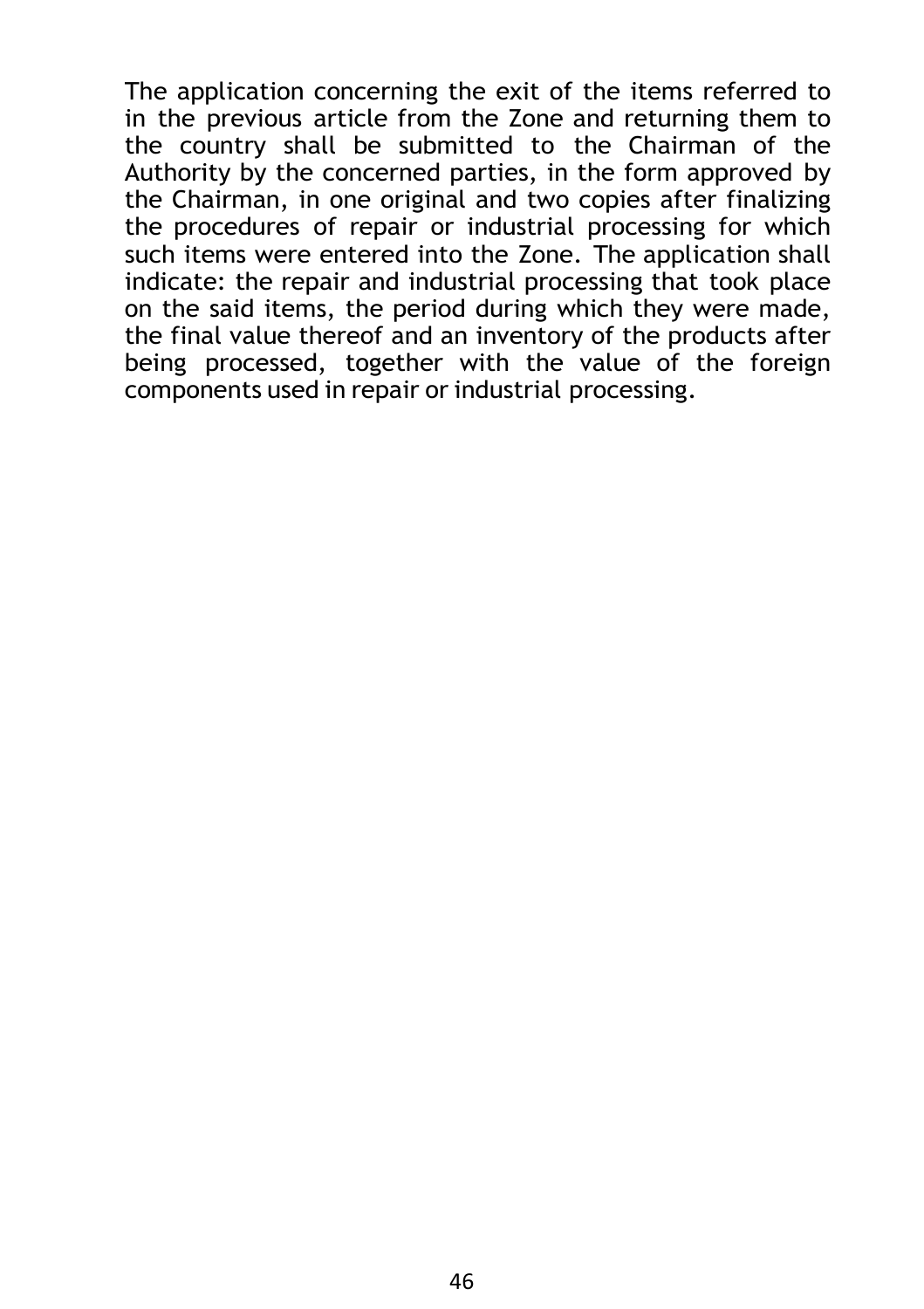The application concerning the exit of the items referred to in the previous article from the Zone and returning them to the country shall be submitted to the Chairman of the Authority by the concerned parties, in the form approved by the Chairman, in one original and two copies after finalizing the procedures of repair or industrial processing for which such items were entered into the Zone. The application shall indicate: the repair and industrial processing that took place on the said items, the period during which they were made, the final value thereof and an inventory of the products after being processed, together with the value of the foreign components used in repair or industrial processing.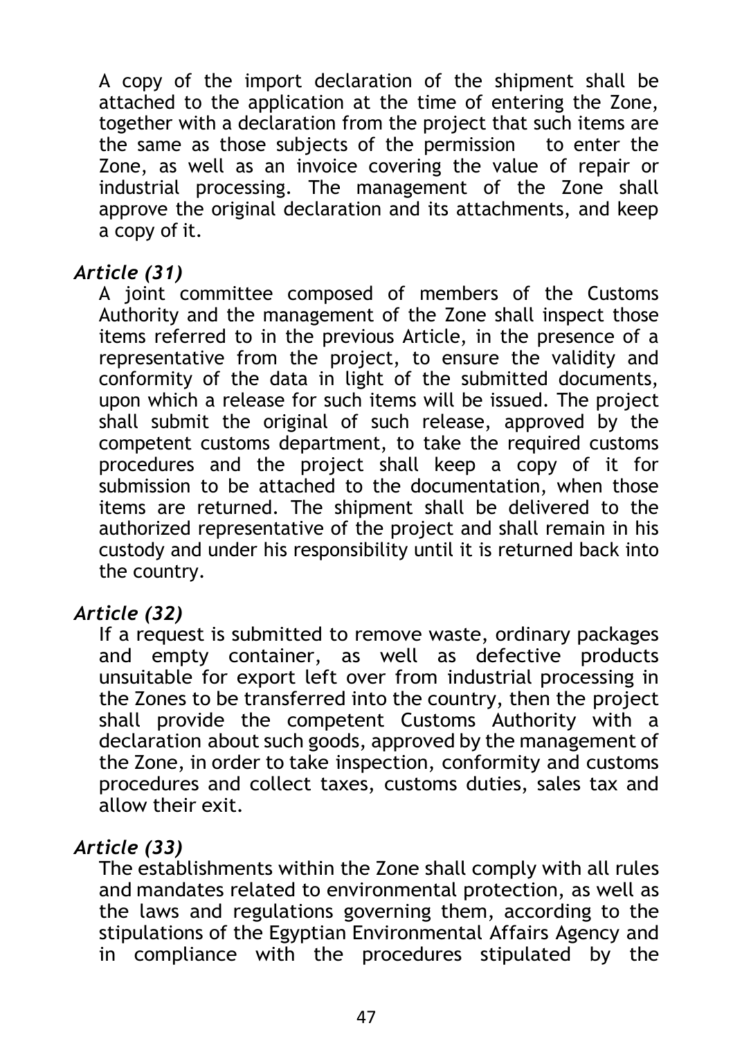A copy of the import declaration of the shipment shall be attached to the application at the time of entering the Zone, together with a declaration from the project that such items are the same as those subjects of the permission to enter the Zone, as well as an invoice covering the value of repair or industrial processing. The management of the Zone shall approve the original declaration and its attachments, and keep a copy of it.

### *Article (31)*

A joint committee composed of members of the Customs Authority and the management of the Zone shall inspect those items referred to in the previous Article, in the presence of a representative from the project, to ensure the validity and conformity of the data in light of the submitted documents, upon which a release for such items will be issued. The project shall submit the original of such release, approved by the competent customs department, to take the required customs procedures and the project shall keep a copy of it for submission to be attached to the documentation, when those items are returned. The shipment shall be delivered to the authorized representative of the project and shall remain in his custody and under his responsibility until it is returned back into the country.

### *Article (32)*

If a request is submitted to remove waste, ordinary packages and empty container, as well as defective products unsuitable for export left over from industrial processing in the Zones to be transferred into the country, then the project shall provide the competent Customs Authority with a declaration about such goods, approved by the management of the Zone, in order to take inspection, conformity and customs procedures and collect taxes, customs duties, sales tax and allow their exit.

### *Article (33)*

The establishments within the Zone shall comply with all rules and mandates related to environmental protection, as well as the laws and regulations governing them, according to the stipulations of the Egyptian Environmental Affairs Agency and in compliance with the procedures stipulated by the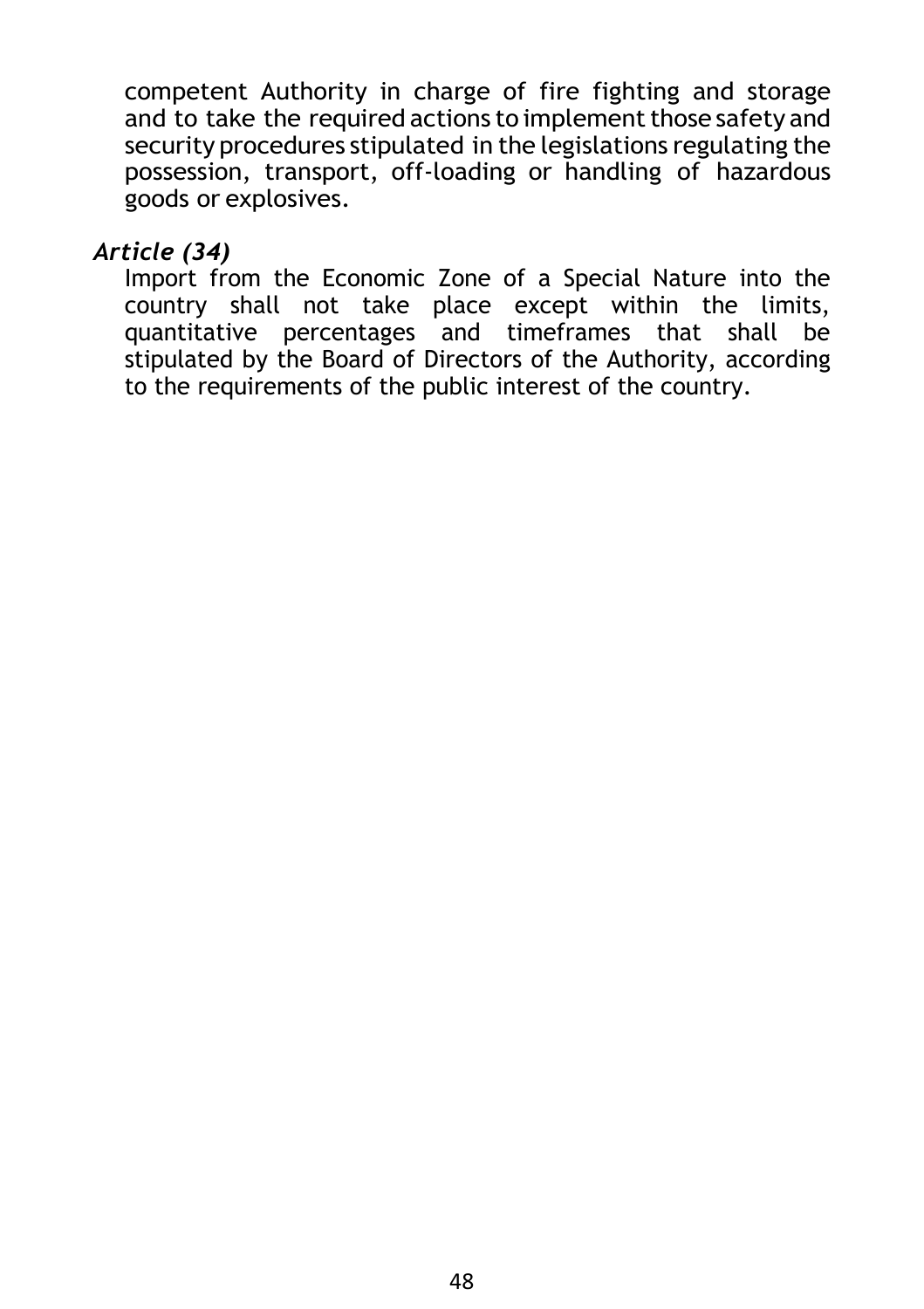competent Authority in charge of fire fighting and storage and to take the required actions to implement those safety and security procedures stipulated in the legislations regulating the possession, transport, off-loading or handling of hazardous goods or explosives.

### *Article (34)*

Import from the Economic Zone of a Special Nature into the country shall not take place except within the limits, quantitative percentages and timeframes that shall be stipulated by the Board of Directors of the Authority, according to the requirements of the public interest of the country.